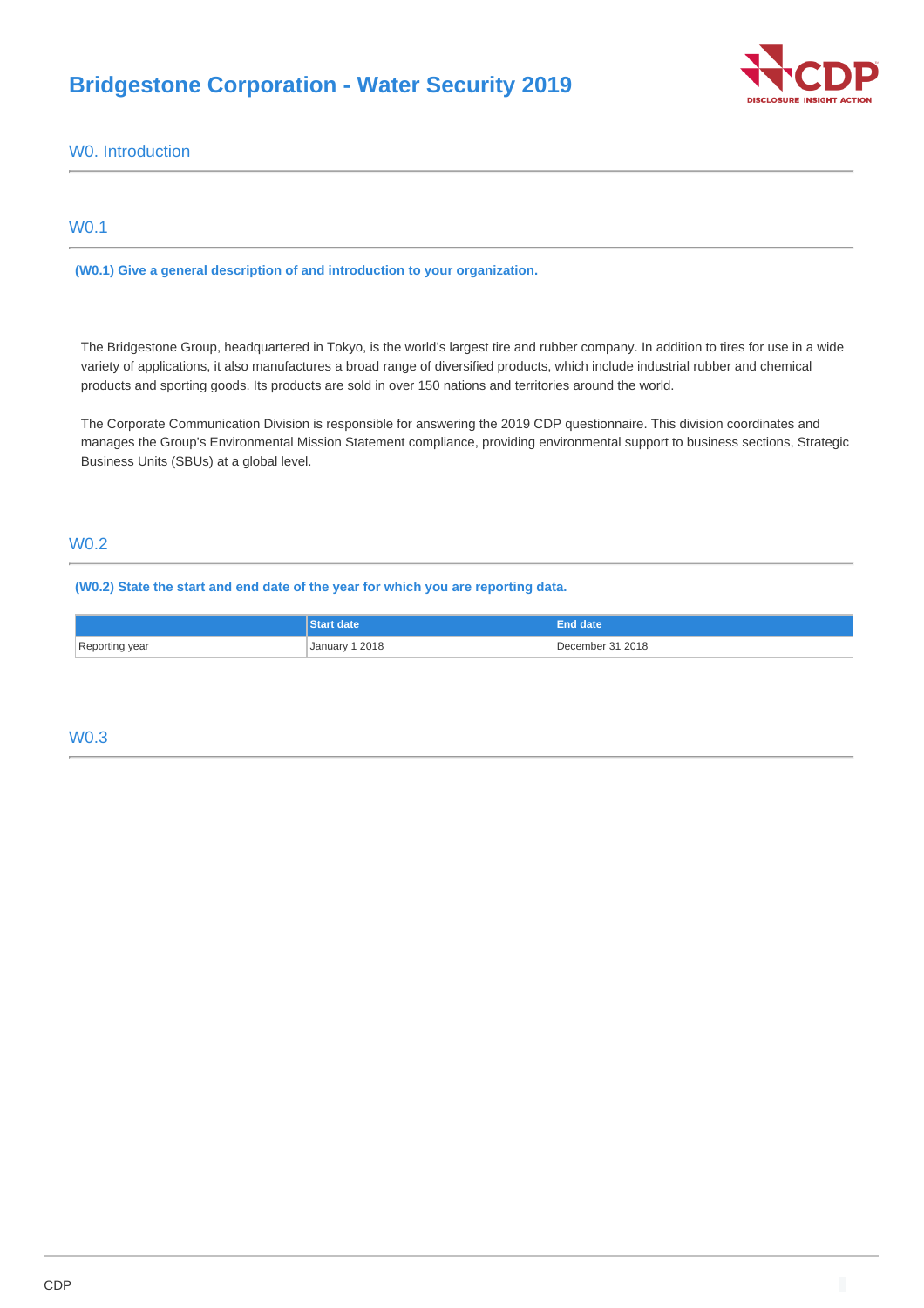# Bridgestone Corporation - Water Security 2019

## W0. Introduction

### W0.1

**(W0.1) Give a general description of and introduction to your organization.**

The Bridgestone Group, headquartered in Tokyo, is the world's largest tire and rubber company. In addition to tires for use in a wide variety of applications, it also manufactures a broad range of diversified products, which include industrial rubber and chemical products and sporting goods. Its products are sold in over 150 nations and territories around the world.

The Corporate Communication Division is responsible for answering the 2019 CDP questionnaire. This division coordinates and manages the Group's Environmental Mission Statement compliance, providing environmental support to business sections, Strategic Business Units (SBUs) at a global level.

### W0.2

**(W0.2) State the start and end date of the year for which you are reporting data.**

| | Start date | End date |
|---|---|---|
| Reporting year | January 1 2018 | December 31 2018 |

### W0.3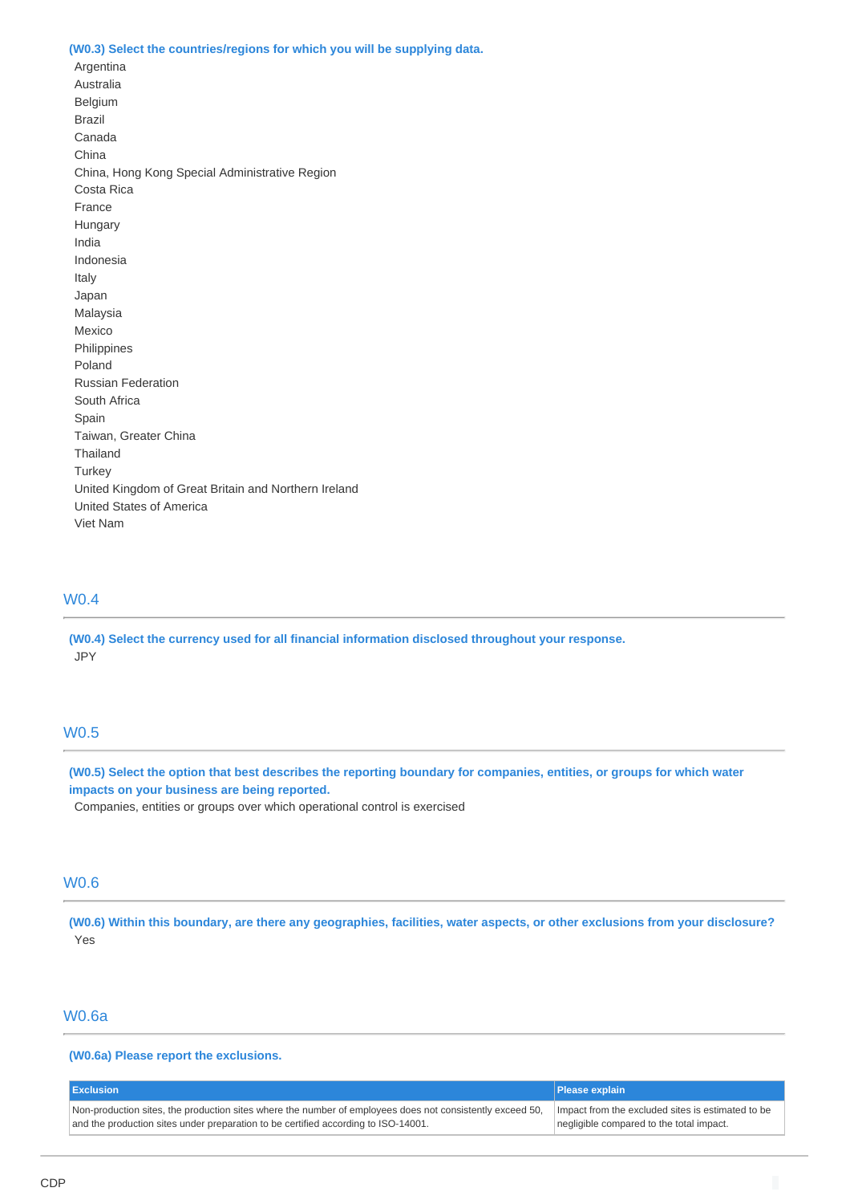**(W0.3) Select the countries/regions for which you will be supplying data.**

Argentina
Australia
Belgium
Brazil
Canada
China
China, Hong Kong Special Administrative Region
Costa Rica
France
Hungary
India
Indonesia
Italy
Japan
Malaysia
Mexico
Philippines
Poland
Russian Federation
South Africa
Spain
Taiwan, Greater China
Thailand
Turkey
United Kingdom of Great Britain and Northern Ireland
United States of America
Viet Nam

## W0.4

**(W0.4) Select the currency used for all financial information disclosed throughout your response.**

JPY

## W0.5

**(W0.5) Select the option that best describes the reporting boundary for companies, entities, or groups for which water impacts on your business are being reported.**

Companies, entities or groups over which operational control is exercised

## W0.6

**(W0.6) Within this boundary, are there any geographies, facilities, water aspects, or other exclusions from your disclosure?**

Yes

## W0.6a

**(W0.6a) Please report the exclusions.**

| Exclusion | Please explain |
|---|---|
| Non-production sites, the production sites where the number of employees does not consistently exceed 50, and the production sites under preparation to be certified according to ISO-14001. | Impact from the excluded sites is estimated to be negligible compared to the total impact. |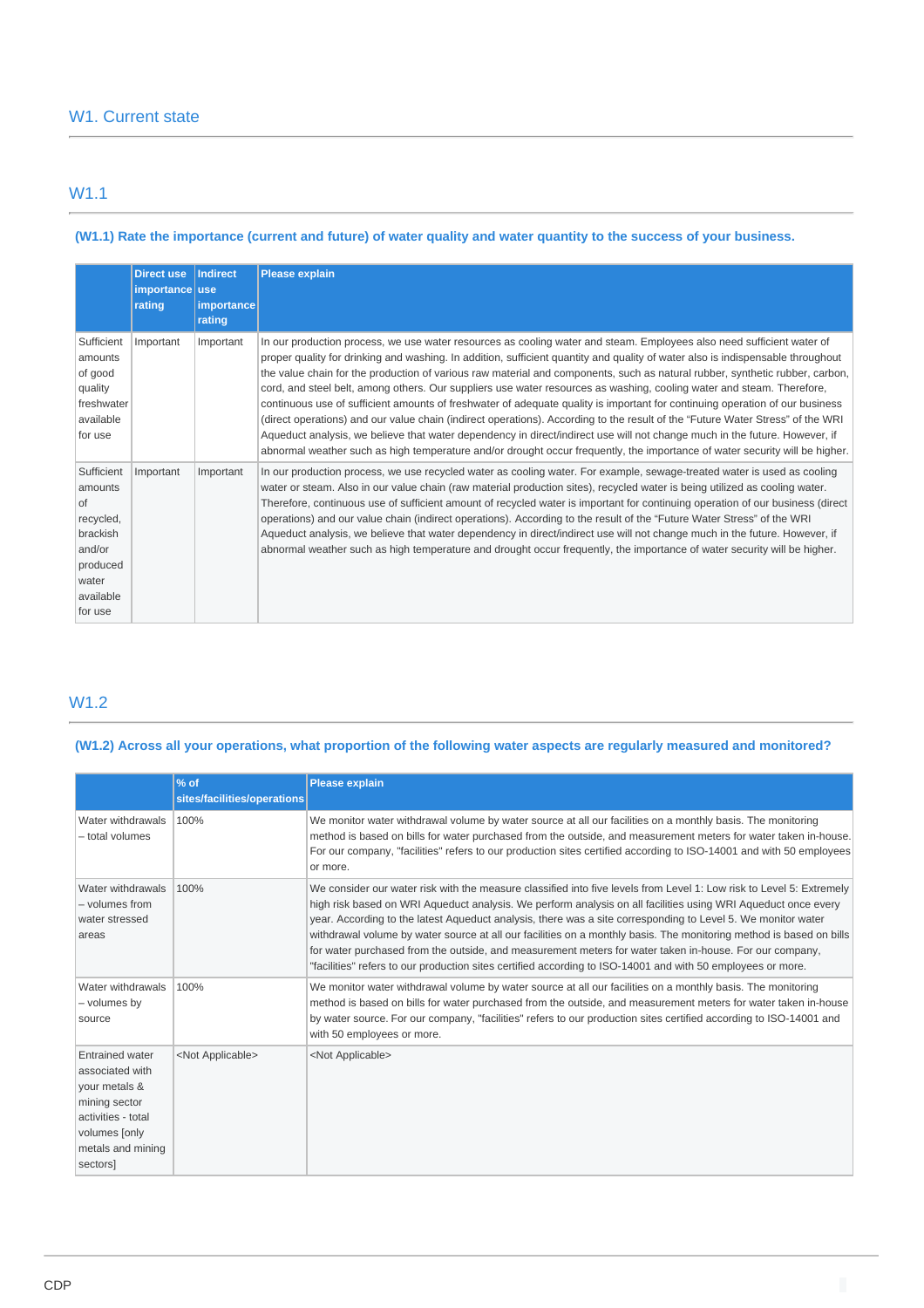## W1. Current state

### W1.1

**(W1.1) Rate the importance (current and future) of water quality and water quantity to the success of your business.**

| | Direct use importance rating | Indirect use importance rating | Please explain |
|---|---|---|---|
| Sufficient amounts of good quality freshwater available for use | Important | Important | In our production process, we use water resources as cooling water and steam. Employees also need sufficient water of proper quality for drinking and washing. In addition, sufficient quantity and quality of water also is indispensable throughout the value chain for the production of various raw material and components, such as natural rubber, synthetic rubber, carbon, cord, and steel belt, among others. Our suppliers use water resources as washing, cooling water and steam. Therefore, continuous use of sufficient amounts of freshwater of adequate quality is important for continuing operation of our business (direct operations) and our value chain (indirect operations). According to the result of the "Future Water Stress" of the WRI Aqueduct analysis, we believe that water dependency in direct/indirect use will not change much in the future. However, if abnormal weather such as high temperature and/or drought occur frequently, the importance of water security will be higher. |
| Sufficient amounts of recycled, brackish and/or produced water available for use | Important | Important | In our production process, we use recycled water as cooling water. For example, sewage-treated water is used as cooling water or steam. Also in our value chain (raw material production sites), recycled water is being utilized as cooling water. Therefore, continuous use of sufficient amount of recycled water is important for continuing operation of our business (direct operations) and our value chain (indirect operations). According to the result of the "Future Water Stress" of the WRI Aqueduct analysis, we believe that water dependency in direct/indirect use will not change much in the future. However, if abnormal weather such as high temperature and drought occur frequently, the importance of water security will be higher. |

### W1.2

**(W1.2) Across all your operations, what proportion of the following water aspects are regularly measured and monitored?**

| | % of sites/facilities/operations | Please explain |
|---|---|---|
| Water withdrawals – total volumes | 100% | We monitor water withdrawal volume by water source at all our facilities on a monthly basis. The monitoring method is based on bills for water purchased from the outside, and measurement meters for water taken in-house. For our company, "facilities" refers to our production sites certified according to ISO-14001 and with 50 employees or more. |
| Water withdrawals – volumes from water stressed areas | 100% | We consider our water risk with the measure classified into five levels from Level 1: Low risk to Level 5: Extremely high risk based on WRI Aqueduct analysis. We perform analysis on all facilities using WRI Aqueduct once every year. According to the latest Aqueduct analysis, there was a site corresponding to Level 5. We monitor water withdrawal volume by water source at all our facilities on a monthly basis. The monitoring method is based on bills for water purchased from the outside, and measurement meters for water taken in-house. For our company, "facilities" refers to our production sites certified according to ISO-14001 and with 50 employees or more. |
| Water withdrawals – volumes by source | 100% | We monitor water withdrawal volume by water source at all our facilities on a monthly basis. The monitoring method is based on bills for water purchased from the outside, and measurement meters for water taken in-house by water source. For our company, "facilities" refers to our production sites certified according to ISO-14001 and with 50 employees or more. |
| Entrained water associated with your metals & mining sector activities - total volumes [only metals and mining sectors] | <Not Applicable> | <Not Applicable> |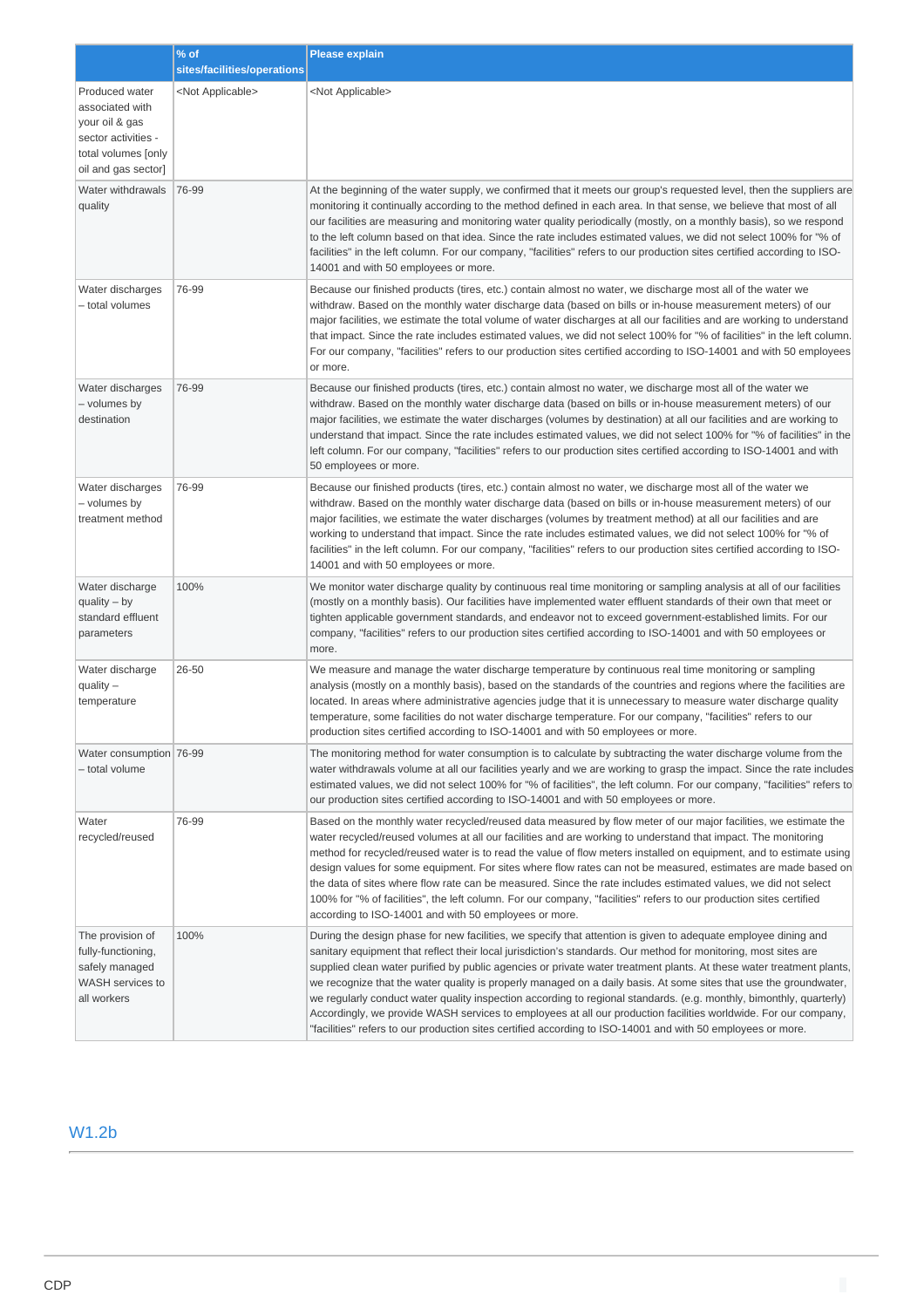| | % of sites/facilities/operations | Please explain |
|---|---|---|
| Produced water associated with your oil & gas sector activities - total volumes [only oil and gas sector] | <Not Applicable> | <Not Applicable> |
| Water withdrawals quality | 76-99 | At the beginning of the water supply, we confirmed that it meets our group's requested level, then the suppliers are monitoring it continually according to the method defined in each area. In that sense, we believe that most of all our facilities are measuring and monitoring water quality periodically (mostly, on a monthly basis), so we respond to the left column based on that idea. Since the rate includes estimated values, we did not select 100% for "% of facilities" in the left column. For our company, "facilities" refers to our production sites certified according to ISO-14001 and with 50 employees or more. |
| Water discharges – total volumes | 76-99 | Because our finished products (tires, etc.) contain almost no water, we discharge most all of the water we withdraw. Based on the monthly water discharge data (based on bills or in-house measurement meters) of our major facilities, we estimate the total volume of water discharges at all our facilities and are working to understand that impact. Since the rate includes estimated values, we did not select 100% for "% of facilities" in the left column. For our company, "facilities" refers to our production sites certified according to ISO-14001 and with 50 employees or more. |
| Water discharges – volumes by destination | 76-99 | Because our finished products (tires, etc.) contain almost no water, we discharge most all of the water we withdraw. Based on the monthly water discharge data (based on bills or in-house measurement meters) of our major facilities, we estimate the water discharges (volumes by destination) at all our facilities and are working to understand that impact. Since the rate includes estimated values, we did not select 100% for "% of facilities" in the left column. For our company, "facilities" refers to our production sites certified according to ISO-14001 and with 50 employees or more. |
| Water discharges – volumes by treatment method | 76-99 | Because our finished products (tires, etc.) contain almost no water, we discharge most all of the water we withdraw. Based on the monthly water discharge data (based on bills or in-house measurement meters) of our major facilities, we estimate the water discharges (volumes by treatment method) at all our facilities and are working to understand that impact. Since the rate includes estimated values, we did not select 100% for "% of facilities" in the left column. For our company, "facilities" refers to our production sites certified according to ISO-14001 and with 50 employees or more. |
| Water discharge quality – by standard effluent parameters | 100% | We monitor water discharge quality by continuous real time monitoring or sampling analysis at all of our facilities (mostly on a monthly basis). Our facilities have implemented water effluent standards of their own that meet or tighten applicable government standards, and endeavor not to exceed government-established limits. For our company, "facilities" refers to our production sites certified according to ISO-14001 and with 50 employees or more. |
| Water discharge quality – temperature | 26-50 | We measure and manage the water discharge temperature by continuous real time monitoring or sampling analysis (mostly on a monthly basis), based on the standards of the countries and regions where the facilities are located. In areas where administrative agencies judge that it is unnecessary to measure water discharge quality temperature, some facilities do not water discharge temperature. For our company, "facilities" refers to our production sites certified according to ISO-14001 and with 50 employees or more. |
| Water consumption – total volume | 76-99 | The monitoring method for water consumption is to calculate by subtracting the water discharge volume from the water withdrawals volume at all our facilities yearly and we are working to grasp the impact. Since the rate includes estimated values, we did not select 100% for "% of facilities", the left column. For our company, "facilities" refers to our production sites certified according to ISO-14001 and with 50 employees or more. |
| Water recycled/reused | 76-99 | Based on the monthly water recycled/reused data measured by flow meter of our major facilities, we estimate the water recycled/reused volumes at all our facilities and are working to understand that impact. The monitoring method for recycled/reused water is to read the value of flow meters installed on equipment, and to estimate using design values for some equipment. For sites where flow rates can not be measured, estimates are made based on the data of sites where flow rate can be measured. Since the rate includes estimated values, we did not select 100% for "% of facilities", the left column. For our company, "facilities" refers to our production sites certified according to ISO-14001 and with 50 employees or more. |
| The provision of fully-functioning, safely managed WASH services to all workers | 100% | During the design phase for new facilities, we specify that attention is given to adequate employee dining and sanitary equipment that reflect their local jurisdiction's standards. Our method for monitoring, most sites are supplied clean water purified by public agencies or private water treatment plants. At these water treatment plants, we recognize that the water quality is properly managed on a daily basis. At some sites that use the groundwater, we regularly conduct water quality inspection according to regional standards. (e.g. monthly, bimonthly, quarterly) Accordingly, we provide WASH services to employees at all our production facilities worldwide. For our company, "facilities" refers to our production sites certified according to ISO-14001 and with 50 employees or more. |

## W1.2b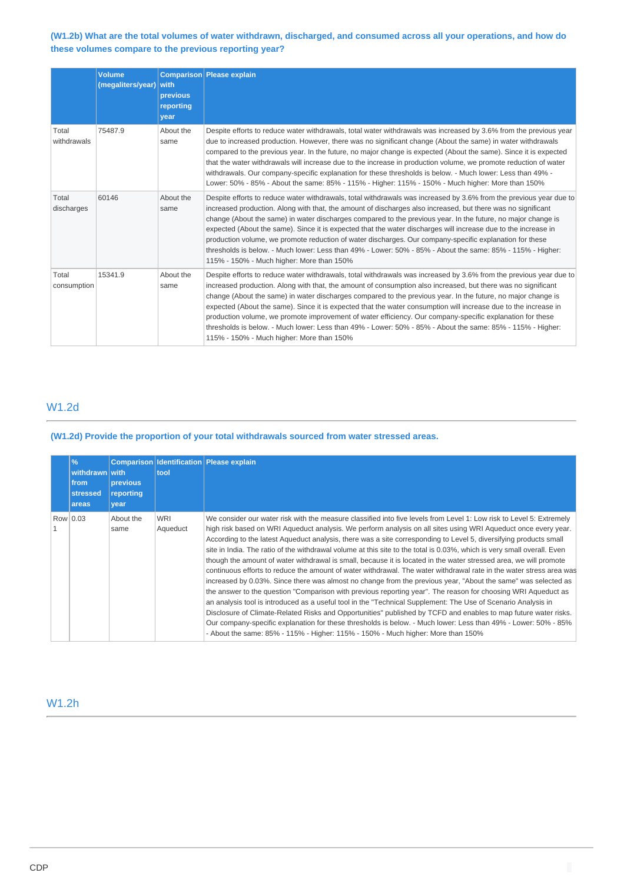**(W1.2b) What are the total volumes of water withdrawn, discharged, and consumed across all your operations, and how do these volumes compare to the previous reporting year?**

| | Volume (megaliters/year) | Comparison with previous reporting year | Please explain |
|---|---|---|---|
| Total withdrawals | 75487.9 | About the same | Despite efforts to reduce water withdrawals, total water withdrawals was increased by 3.6% from the previous year due to increased production. However, there was no significant change (About the same) in water withdrawals compared to the previous year. In the future, no major change is expected (About the same). Since it is expected that the water withdrawals will increase due to the increase in production volume, we promote reduction of water withdrawals. Our company-specific explanation for these thresholds is below. - Much lower: Less than 49% - Lower: 50% - 85% - About the same: 85% - 115% - Higher: 115% - 150% - Much higher: More than 150% |
| Total discharges | 60146 | About the same | Despite efforts to reduce water withdrawals, total withdrawals was increased by 3.6% from the previous year due to increased production. Along with that, the amount of discharges also increased, but there was no significant change (About the same) in water discharges compared to the previous year. In the future, no major change is expected (About the same). Since it is expected that the water discharges will increase due to the increase in production volume, we promote reduction of water discharges. Our company-specific explanation for these thresholds is below. - Much lower: Less than 49% - Lower: 50% - 85% - About the same: 85% - 115% - Higher: 115% - 150% - Much higher: More than 150% |
| Total consumption | 15341.9 | About the same | Despite efforts to reduce water withdrawals, total withdrawals was increased by 3.6% from the previous year due to increased production. Along with that, the amount of consumption also increased, but there was no significant change (About the same) in water discharges compared to the previous year. In the future, no major change is expected (About the same). Since it is expected that the water consumption will increase due to the increase in production volume, we promote improvement of water efficiency. Our company-specific explanation for these thresholds is below. - Much lower: Less than 49% - Lower: 50% - 85% - About the same: 85% - 115% - Higher: 115% - 150% - Much higher: More than 150% |

## W1.2d

**(W1.2d) Provide the proportion of your total withdrawals sourced from water stressed areas.**

| | % withdrawn from stressed areas | Comparison with previous reporting year | Identification tool | Please explain |
|---|---|---|---|---|
| Row 1 | 0.03 | About the same | WRI Aqueduct | We consider our water risk with the measure classified into five levels from Level 1: Low risk to Level 5: Extremely high risk based on WRI Aqueduct analysis. We perform analysis on all sites using WRI Aqueduct once every year. According to the latest Aqueduct analysis, there was a site corresponding to Level 5, diversifying products small site in India. The ratio of the withdrawal volume at this site to the total is 0.03%, which is very small overall. Even though the amount of water withdrawal is small, because it is located in the water stressed area, we will promote continuous efforts to reduce the amount of water withdrawal. The water withdrawal rate in the water stress area was increased by 0.03%. Since there was almost no change from the previous year, "About the same" was selected as the answer to the question "Comparison with previous reporting year". The reason for choosing WRI Aqueduct as an analysis tool is introduced as a useful tool in the "Technical Supplement: The Use of Scenario Analysis in Disclosure of Climate-Related Risks and Opportunities" published by TCFD and enables to map future water risks. Our company-specific explanation for these thresholds is below. - Much lower: Less than 49% - Lower: 50% - 85% - About the same: 85% - 115% - Higher: 115% - 150% - Much higher: More than 150% |

## W1.2h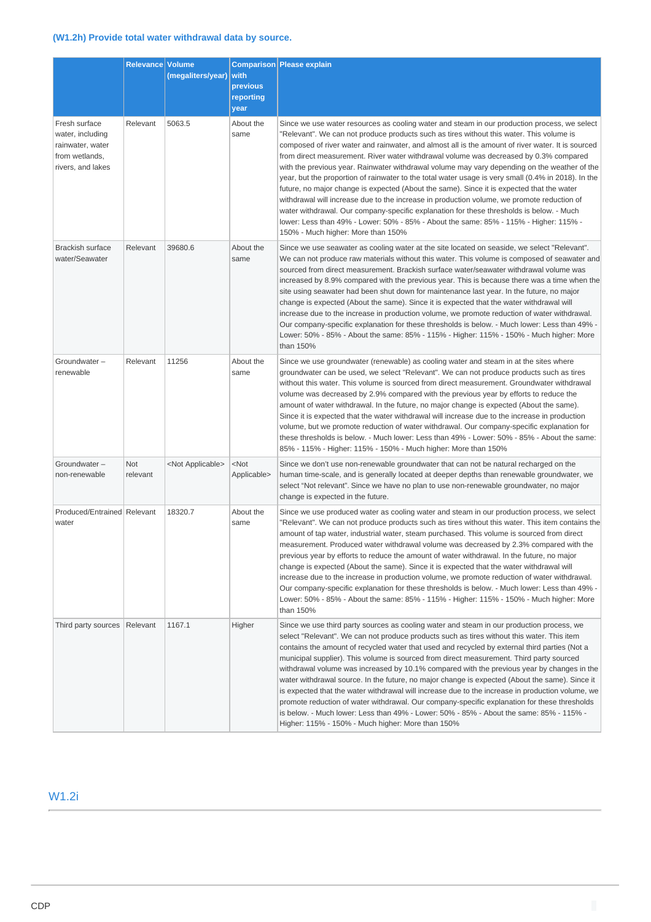### (W1.2h) Provide total water withdrawal data by source.

| | Relevance | Volume (megaliters/year) | Comparison with previous reporting year | Please explain |
|---|---|---|---|---|
| Fresh surface water, including rainwater, water from wetlands, rivers, and lakes | Relevant | 5063.5 | About the same | Since we use water resources as cooling water and steam in our production process, we select "Relevant". We can not produce products such as tires without this water. This volume is composed of river water and rainwater, and almost all is the amount of river water. It is sourced from direct measurement. River water withdrawal volume was decreased by 0.3% compared with the previous year. Rainwater withdrawal volume may vary depending on the weather of the year, but the proportion of rainwater to the total water usage is very small (0.4% in 2018). In the future, no major change is expected (About the same). Since it is expected that the water withdrawal will increase due to the increase in production volume, we promote reduction of water withdrawal. Our company-specific explanation for these thresholds is below. - Much lower: Less than 49% - Lower: 50% - 85% - About the same: 85% - 115% - Higher: 115% - 150% - Much higher: More than 150% |
| Brackish surface water/Seawater | Relevant | 39680.6 | About the same | Since we use seawater as cooling water at the site located on seaside, we select "Relevant". We can not produce raw materials without this water. This volume is composed of seawater and sourced from direct measurement. Brackish surface water/seawater withdrawal volume was increased by 8.9% compared with the previous year. This is because there was a time when the site using seawater had been shut down for maintenance last year. In the future, no major change is expected (About the same). Since it is expected that the water withdrawal will increase due to the increase in production volume, we promote reduction of water withdrawal. Our company-specific explanation for these thresholds is below. - Much lower: Less than 49% - Lower: 50% - 85% - About the same: 85% - 115% - Higher: 115% - 150% - Much higher: More than 150% |
| Groundwater – renewable | Relevant | 11256 | About the same | Since we use groundwater (renewable) as cooling water and steam in at the sites where groundwater can be used, we select "Relevant". We can not produce products such as tires without this water. This volume is sourced from direct measurement. Groundwater withdrawal volume was decreased by 2.9% compared with the previous year by efforts to reduce the amount of water withdrawal. In the future, no major change is expected (About the same). Since it is expected that the water withdrawal will increase due to the increase in production volume, but we promote reduction of water withdrawal. Our company-specific explanation for these thresholds is below. - Much lower: Less than 49% - Lower: 50% - 85% - About the same: 85% - 115% - Higher: 115% - 150% - Much higher: More than 150% |
| Groundwater – non-renewable | Not relevant | <Not Applicable> | <Not Applicable> | Since we don't use non-renewable groundwater that can not be natural recharged on the human time-scale, and is generally located at deeper depths than renewable groundwater, we select "Not relevant". Since we have no plan to use non-renewable groundwater, no major change is expected in the future. |
| Produced/Entrained water | Relevant | 18320.7 | About the same | Since we use produced water as cooling water and steam in our production process, we select "Relevant". We can not produce products such as tires without this water. This item contains the amount of tap water, industrial water, steam purchased. This volume is sourced from direct measurement. Produced water withdrawal volume was decreased by 2.3% compared with the previous year by efforts to reduce the amount of water withdrawal. In the future, no major change is expected (About the same). Since it is expected that the water withdrawal will increase due to the increase in production volume, we promote reduction of water withdrawal. Our company-specific explanation for these thresholds is below. - Much lower: Less than 49% - Lower: 50% - 85% - About the same: 85% - 115% - Higher: 115% - 150% - Much higher: More than 150% |
| Third party sources | Relevant | 1167.1 | Higher | Since we use third party sources as cooling water and steam in our production process, we select "Relevant". We can not produce products such as tires without this water. This item contains the amount of recycled water that used and recycled by external third parties (Not a municipal supplier). This volume is sourced from direct measurement. Third party sourced withdrawal volume was increased by 10.1% compared with the previous year by changes in the water withdrawal source. In the future, no major change is expected (About the same). Since it is expected that the water withdrawal will increase due to the increase in production volume, we promote reduction of water withdrawal. Our company-specific explanation for these thresholds is below. - Much lower: Less than 49% - Lower: 50% - 85% - About the same: 85% - 115% - Higher: 115% - 150% - Much higher: More than 150% |

## W1.2i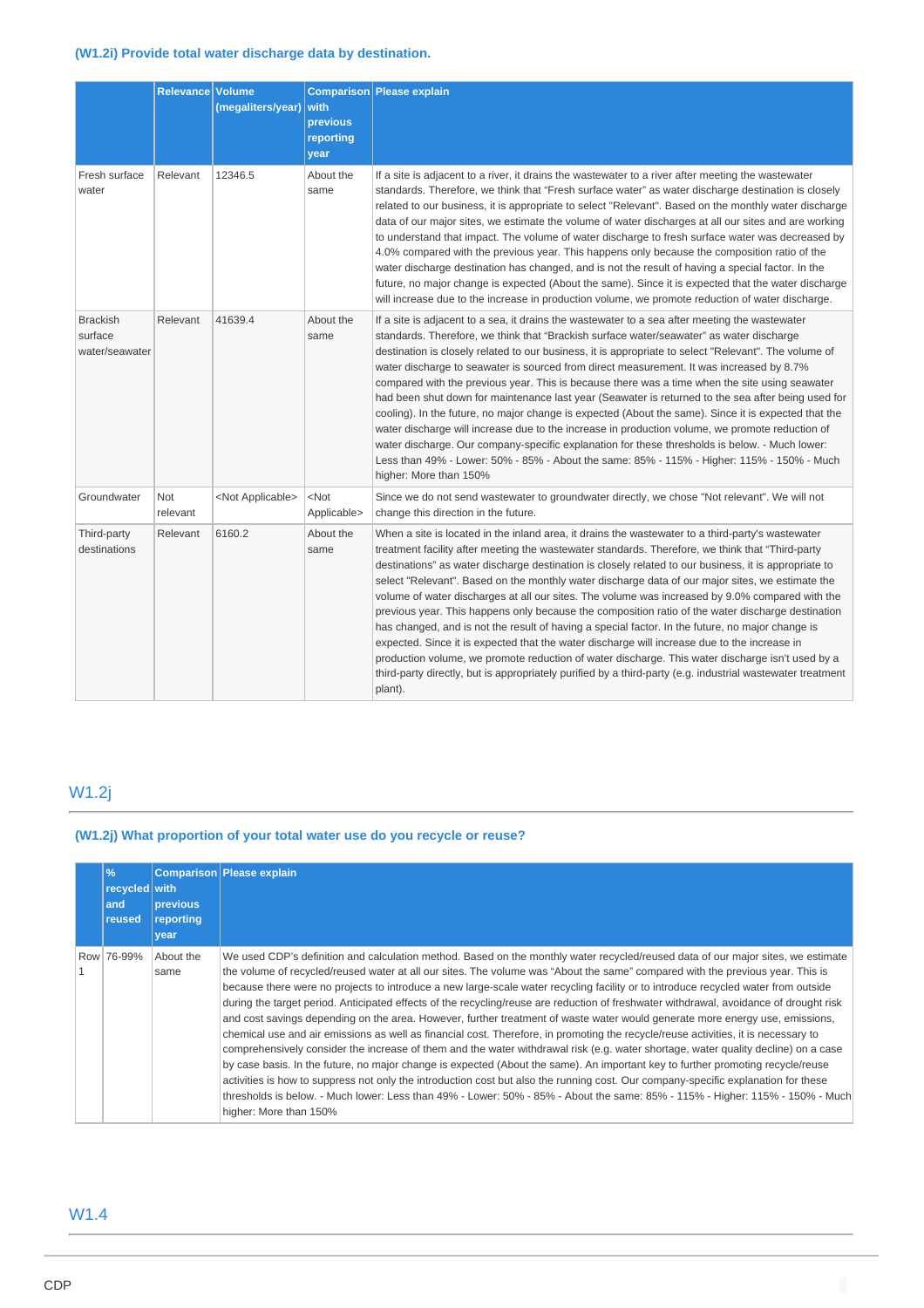### (W1.2i) Provide total water discharge data by destination.

| | Relevance | Volume (megaliters/year) | Comparison with previous reporting year | Please explain |
|---|---|---|---|---|
| Fresh surface water | Relevant | 12346.5 | About the same | If a site is adjacent to a river, it drains the wastewater to a river after meeting the wastewater standards. Therefore, we think that "Fresh surface water" as water discharge destination is closely related to our business, it is appropriate to select "Relevant". Based on the monthly water discharge data of our major sites, we estimate the volume of water discharges at all our sites and are working to understand that impact. The volume of water discharge to fresh surface water was decreased by 4.0% compared with the previous year. This happens only because the composition ratio of the water discharge destination has changed, and is not the result of having a special factor. In the future, no major change is expected (About the same). Since it is expected that the water discharge will increase due to the increase in production volume, we promote reduction of water discharge. |
| Brackish surface water/seawater | Relevant | 41639.4 | About the same | If a site is adjacent to a sea, it drains the wastewater to a sea after meeting the wastewater standards. Therefore, we think that "Brackish surface water/seawater" as water discharge destination is closely related to our business, it is appropriate to select "Relevant". The volume of water discharge to seawater is sourced from direct measurement. It was increased by 8.7% compared with the previous year. This is because there was a time when the site using seawater had been shut down for maintenance last year (Seawater is returned to the sea after being used for cooling). In the future, no major change is expected (About the same). Since it is expected that the water discharge will increase due to the increase in production volume, we promote reduction of water discharge. Our company-specific explanation for these thresholds is below. - Much lower: Less than 49% - Lower: 50% - 85% - About the same: 85% - 115% - Higher: 115% - 150% - Much higher: More than 150% |
| Groundwater | Not relevant | <Not Applicable> | <Not Applicable> | Since we do not send wastewater to groundwater directly, we chose "Not relevant". We will not change this direction in the future. |
| Third-party destinations | Relevant | 6160.2 | About the same | When a site is located in the inland area, it drains the wastewater to a third-party's wastewater treatment facility after meeting the wastewater standards. Therefore, we think that "Third-party destinations" as water discharge destination is closely related to our business, it is appropriate to select "Relevant". Based on the monthly water discharge data of our major sites, we estimate the volume of water discharges at all our sites. The volume was increased by 9.0% compared with the previous year. This happens only because the composition ratio of the water discharge destination has changed, and is not the result of having a special factor. In the future, no major change is expected. Since it is expected that the water discharge will increase due to the increase in production volume, we promote reduction of water discharge. This water discharge isn't used by a third-party directly, but is appropriately purified by a third-party (e.g. industrial wastewater treatment plant). |

## W1.2j

### (W1.2j) What proportion of your total water use do you recycle or reuse?

| | % recycled and reused | Comparison with previous reporting year | Please explain |
|---|---|---|---|
| Row 1 | 76-99% | About the same | We used CDP's definition and calculation method. Based on the monthly water recycled/reused data of our major sites, we estimate the volume of recycled/reused water at all our sites. The volume was "About the same" compared with the previous year. This is because there were no projects to introduce a new large-scale water recycling facility or to introduce recycled water from outside during the target period. Anticipated effects of the recycling/reuse are reduction of freshwater withdrawal, avoidance of drought risk and cost savings depending on the area. However, further treatment of waste water would generate more energy use, emissions, chemical use and air emissions as well as financial cost. Therefore, in promoting the recycle/reuse activities, it is necessary to comprehensively consider the increase of them and the water withdrawal risk (e.g. water shortage, water quality decline) on a case by case basis. In the future, no major change is expected (About the same). An important key to further promoting recycle/reuse activities is how to suppress not only the introduction cost but also the running cost. Our company-specific explanation for these thresholds is below. - Much lower: Less than 49% - Lower: 50% - 85% - About the same: 85% - 115% - Higher: 115% - 150% - Much higher: More than 150% |

## W1.4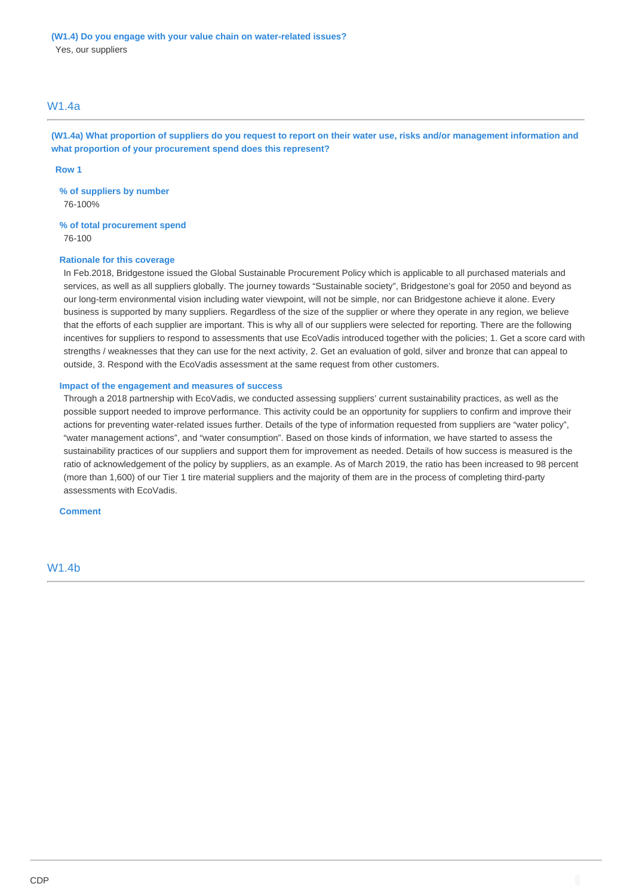**(W1.4) Do you engage with your value chain on water-related issues?**

Yes, our suppliers

## W1.4a

**(W1.4a) What proportion of suppliers do you request to report on their water use, risks and/or management information and what proportion of your procurement spend does this represent?**

**Row 1**

**% of suppliers by number**

76-100%

**% of total procurement spend**

76-100

**Rationale for this coverage**

In Feb.2018, Bridgestone issued the Global Sustainable Procurement Policy which is applicable to all purchased materials and services, as well as all suppliers globally. The journey towards "Sustainable society", Bridgestone's goal for 2050 and beyond as our long-term environmental vision including water viewpoint, will not be simple, nor can Bridgestone achieve it alone. Every business is supported by many suppliers. Regardless of the size of the supplier or where they operate in any region, we believe that the efforts of each supplier are important. This is why all of our suppliers were selected for reporting. There are the following incentives for suppliers to respond to assessments that use EcoVadis introduced together with the policies; 1. Get a score card with strengths / weaknesses that they can use for the next activity, 2. Get an evaluation of gold, silver and bronze that can appeal to outside, 3. Respond with the EcoVadis assessment at the same request from other customers.

**Impact of the engagement and measures of success**

Through a 2018 partnership with EcoVadis, we conducted assessing suppliers' current sustainability practices, as well as the possible support needed to improve performance. This activity could be an opportunity for suppliers to confirm and improve their actions for preventing water-related issues further. Details of the type of information requested from suppliers are "water policy", "water management actions", and "water consumption". Based on those kinds of information, we have started to assess the sustainability practices of our suppliers and support them for improvement as needed. Details of how success is measured is the ratio of acknowledgement of the policy by suppliers, as an example. As of March 2019, the ratio has been increased to 98 percent (more than 1,600) of our Tier 1 tire material suppliers and the majority of them are in the process of completing third-party assessments with EcoVadis.

**Comment**

## W1.4b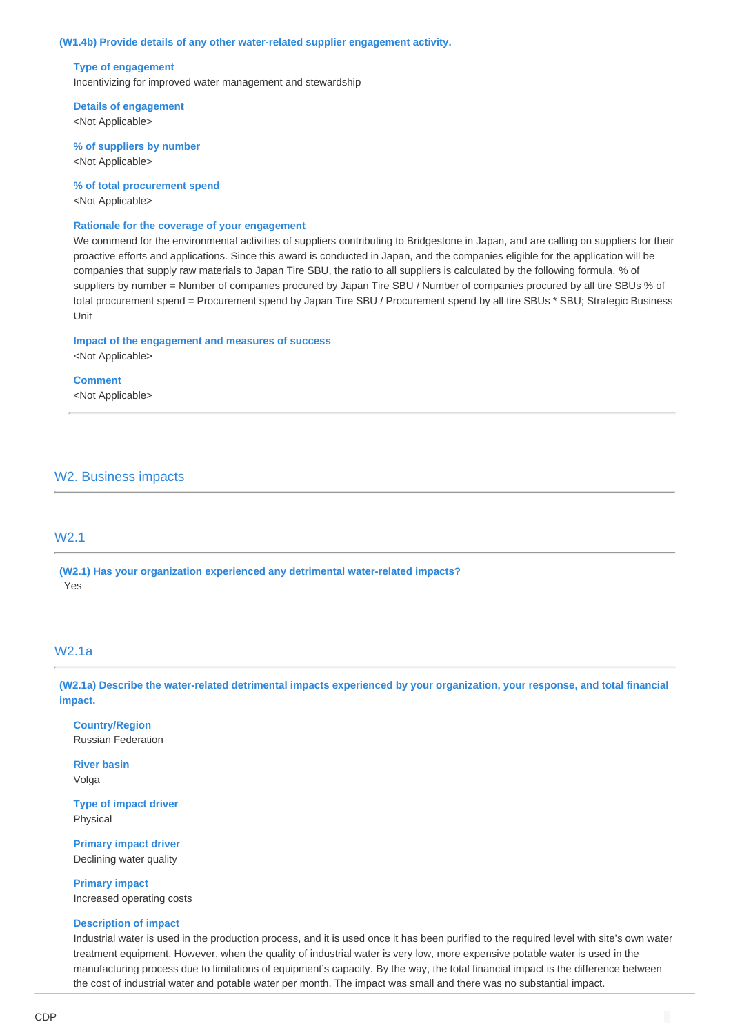### (W1.4b) Provide details of any other water-related supplier engagement activity.

**Type of engagement**
Incentivizing for improved water management and stewardship

**Details of engagement**
<Not Applicable>

**% of suppliers by number**
<Not Applicable>

**% of total procurement spend**
<Not Applicable>

**Rationale for the coverage of your engagement**
We commend for the environmental activities of suppliers contributing to Bridgestone in Japan, and are calling on suppliers for their proactive efforts and applications. Since this award is conducted in Japan, and the companies eligible for the application will be companies that supply raw materials to Japan Tire SBU, the ratio to all suppliers is calculated by the following formula. % of suppliers by number = Number of companies procured by Japan Tire SBU / Number of companies procured by all tire SBUs % of total procurement spend = Procurement spend by Japan Tire SBU / Procurement spend by all tire SBUs * SBU; Strategic Business Unit

**Impact of the engagement and measures of success**
<Not Applicable>

**Comment**
<Not Applicable>

---

## W2. Business impacts

## W2.1

### (W2.1) Has your organization experienced any detrimental water-related impacts?

Yes

## W2.1a

### (W2.1a) Describe the water-related detrimental impacts experienced by your organization, your response, and total financial impact.

**Country/Region**
Russian Federation

**River basin**
Volga

**Type of impact driver**
Physical

**Primary impact driver**
Declining water quality

**Primary impact**
Increased operating costs

**Description of impact**
Industrial water is used in the production process, and it is used once it has been purified to the required level with site's own water treatment equipment. However, when the quality of industrial water is very low, more expensive potable water is used in the manufacturing process due to limitations of equipment's capacity. By the way, the total financial impact is the difference between the cost of industrial water and potable water per month. The impact was small and there was no substantial impact.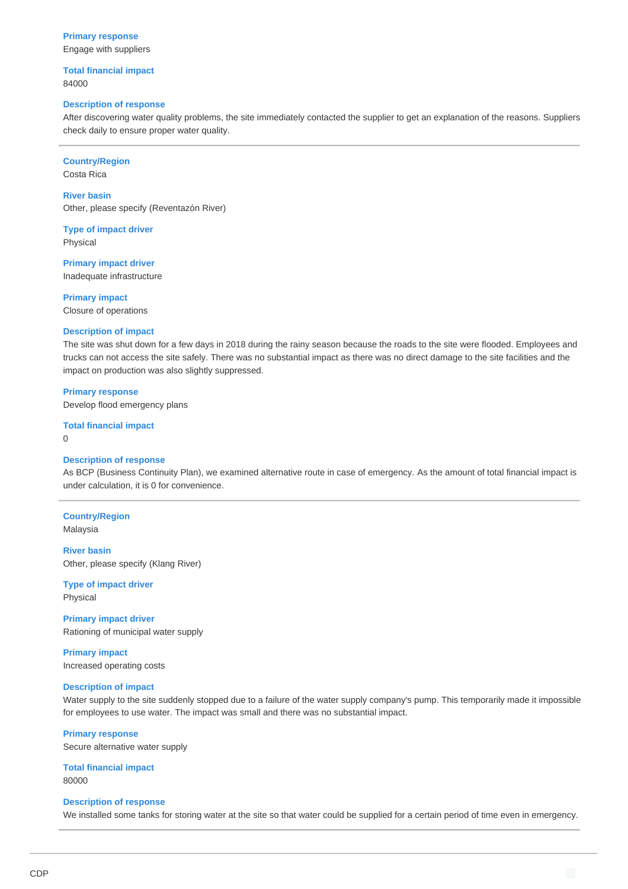**Primary response**
Engage with suppliers

**Total financial impact**
84000

**Description of response**
After discovering water quality problems, the site immediately contacted the supplier to get an explanation of the reasons. Suppliers check daily to ensure proper water quality.

---

**Country/Region**
Costa Rica

**River basin**
Other, please specify (Reventazón River)

**Type of impact driver**
Physical

**Primary impact driver**
Inadequate infrastructure

**Primary impact**
Closure of operations

**Description of impact**
The site was shut down for a few days in 2018 during the rainy season because the roads to the site were flooded. Employees and trucks can not access the site safely. There was no substantial impact as there was no direct damage to the site facilities and the impact on production was also slightly suppressed.

**Primary response**
Develop flood emergency plans

**Total financial impact**
0

**Description of response**
As BCP (Business Continuity Plan), we examined alternative route in case of emergency. As the amount of total financial impact is under calculation, it is 0 for convenience.

---

**Country/Region**
Malaysia

**River basin**
Other, please specify (Klang River)

**Type of impact driver**
Physical

**Primary impact driver**
Rationing of municipal water supply

**Primary impact**
Increased operating costs

**Description of impact**
Water supply to the site suddenly stopped due to a failure of the water supply company's pump. This temporarily made it impossible for employees to use water. The impact was small and there was no substantial impact.

**Primary response**
Secure alternative water supply

**Total financial impact**
80000

**Description of response**
We installed some tanks for storing water at the site so that water could be supplied for a certain period of time even in emergency.

---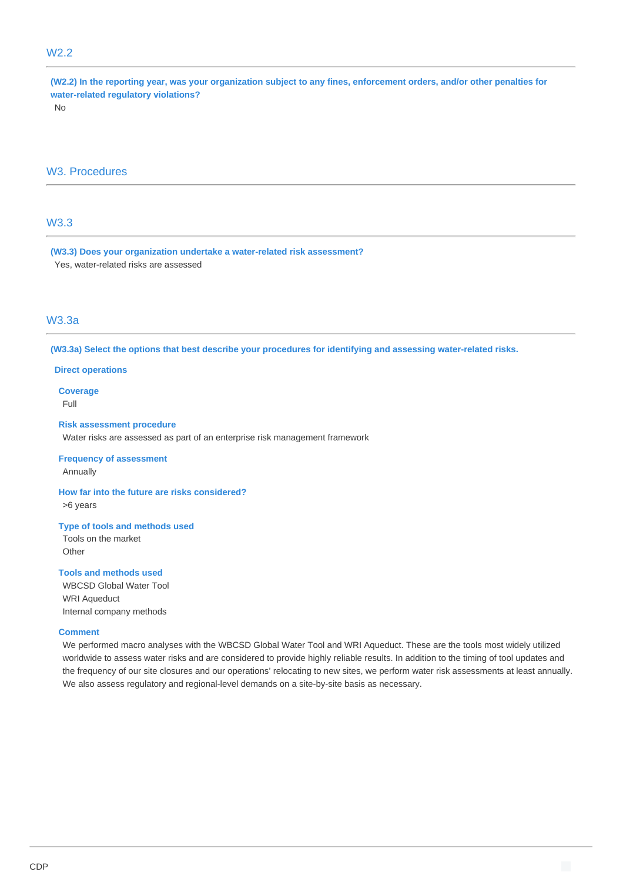## W2.2

**(W2.2) In the reporting year, was your organization subject to any fines, enforcement orders, and/or other penalties for water-related regulatory violations?**

No

# W3. Procedures

## W3.3

**(W3.3) Does your organization undertake a water-related risk assessment?**

Yes, water-related risks are assessed

## W3.3a

**(W3.3a) Select the options that best describe your procedures for identifying and assessing water-related risks.**

**Direct operations**

**Coverage**

Full

**Risk assessment procedure**

Water risks are assessed as part of an enterprise risk management framework

**Frequency of assessment**

Annually

**How far into the future are risks considered?**

>6 years

**Type of tools and methods used**

Tools on the market

Other

**Tools and methods used**

WBCSD Global Water Tool

WRI Aqueduct

Internal company methods

**Comment**

We performed macro analyses with the WBCSD Global Water Tool and WRI Aqueduct. These are the tools most widely utilized worldwide to assess water risks and are considered to provide highly reliable results. In addition to the timing of tool updates and the frequency of our site closures and our operations' relocating to new sites, we perform water risk assessments at least annually. We also assess regulatory and regional-level demands on a site-by-site basis as necessary.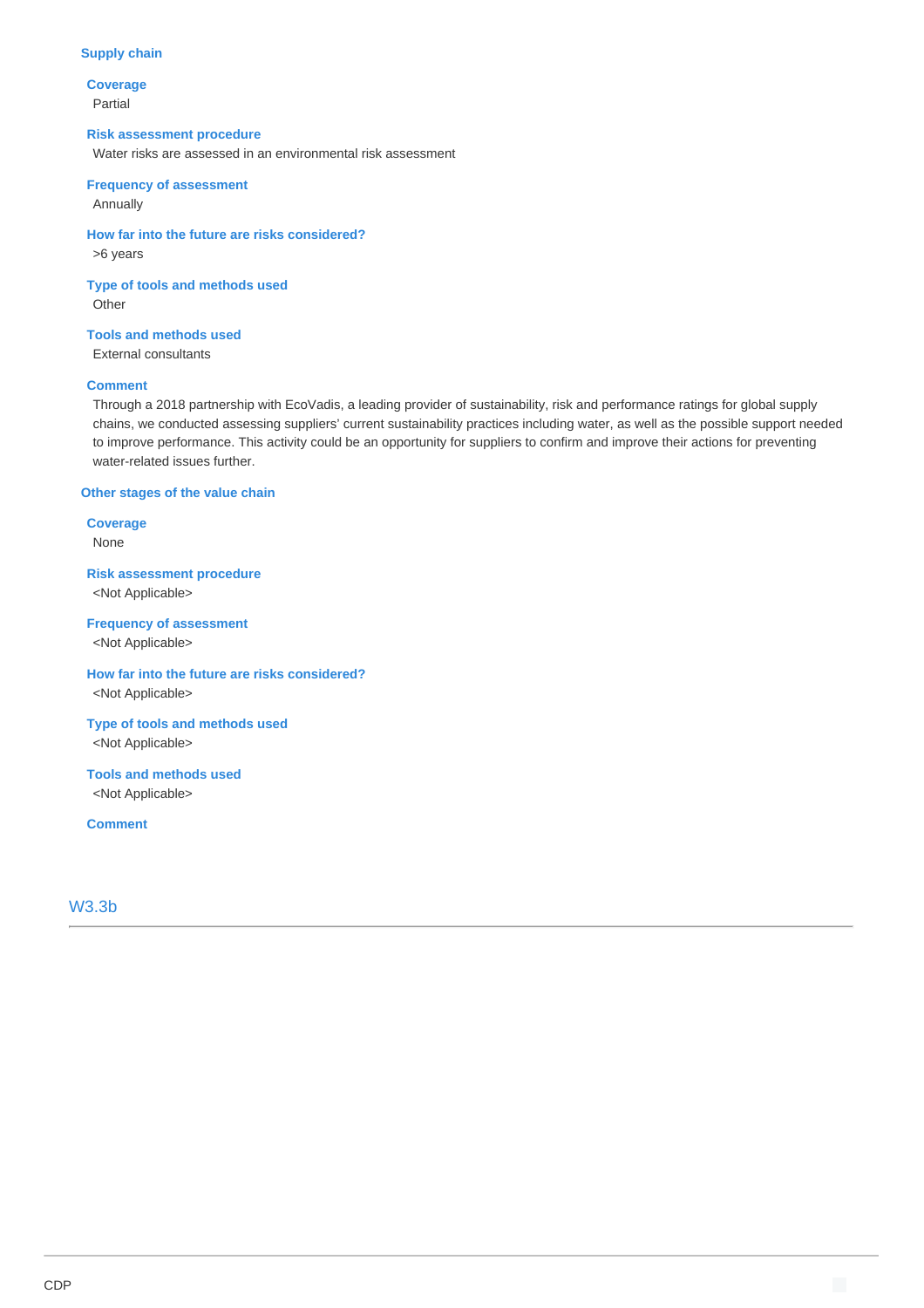**Supply chain**

**Coverage**
Partial

**Risk assessment procedure**
Water risks are assessed in an environmental risk assessment

**Frequency of assessment**
Annually

**How far into the future are risks considered?**
>6 years

**Type of tools and methods used**
Other

**Tools and methods used**
External consultants

**Comment**
Through a 2018 partnership with EcoVadis, a leading provider of sustainability, risk and performance ratings for global supply chains, we conducted assessing suppliers' current sustainability practices including water, as well as the possible support needed to improve performance. This activity could be an opportunity for suppliers to confirm and improve their actions for preventing water-related issues further.

**Other stages of the value chain**

**Coverage**
None

**Risk assessment procedure**
<Not Applicable>

**Frequency of assessment**
<Not Applicable>

**How far into the future are risks considered?**
<Not Applicable>

**Type of tools and methods used**
<Not Applicable>

**Tools and methods used**
<Not Applicable>

**Comment**

## W3.3b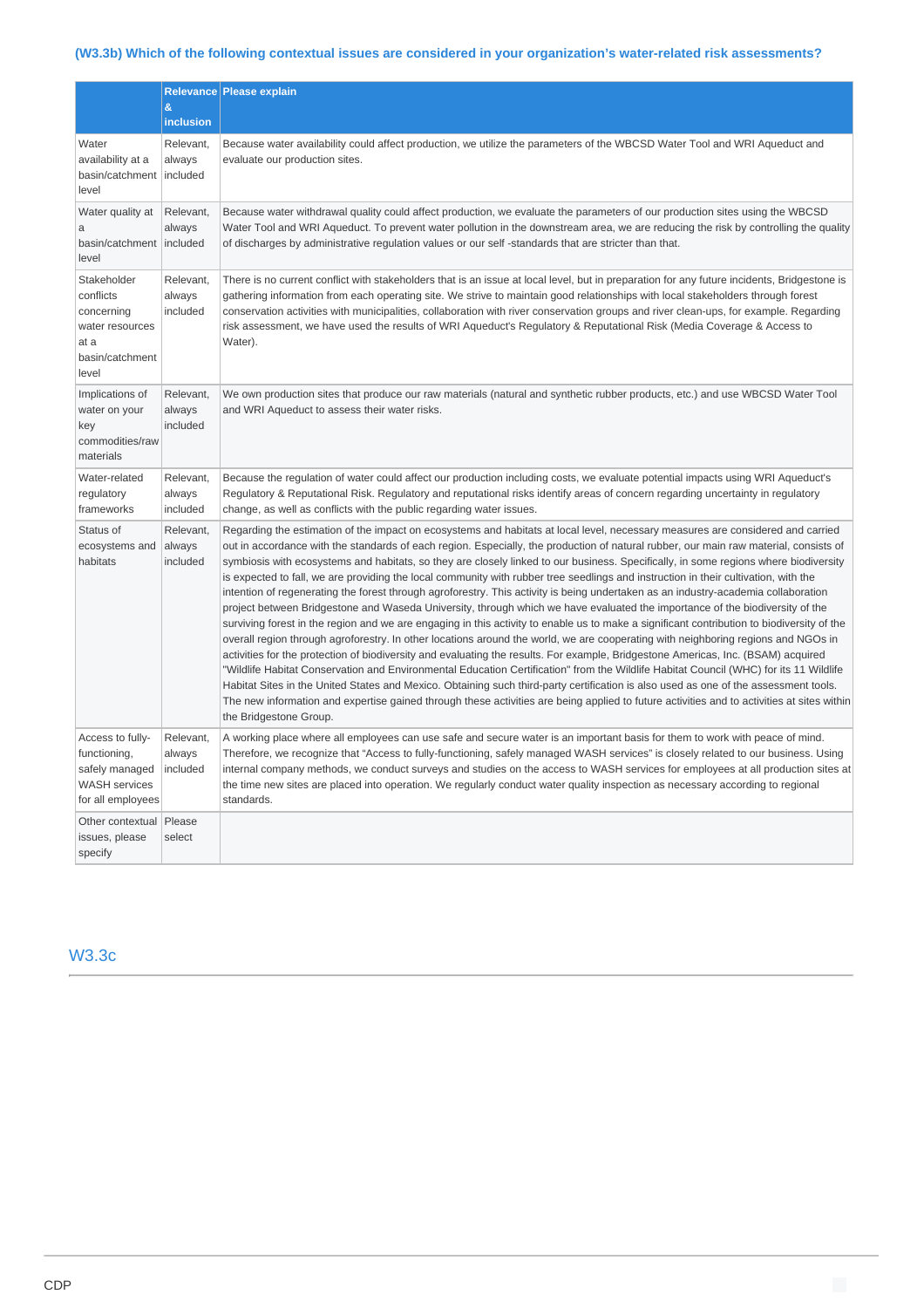### (W3.3b) Which of the following contextual issues are considered in your organization's water-related risk assessments?

| | Relevance & inclusion | Please explain |
|---|---|---|
| Water availability at a basin/catchment level | Relevant, always included | Because water availability could affect production, we utilize the parameters of the WBCSD Water Tool and WRI Aqueduct and evaluate our production sites. |
| Water quality at a basin/catchment level | Relevant, always included | Because water withdrawal quality could affect production, we evaluate the parameters of our production sites using the WBCSD Water Tool and WRI Aqueduct. To prevent water pollution in the downstream area, we are reducing the risk by controlling the quality of discharges by administrative regulation values or our self -standards that are stricter than that. |
| Stakeholder conflicts concerning water resources at a basin/catchment level | Relevant, always included | There is no current conflict with stakeholders that is an issue at local level, but in preparation for any future incidents, Bridgestone is gathering information from each operating site. We strive to maintain good relationships with local stakeholders through forest conservation activities with municipalities, collaboration with river conservation groups and river clean-ups, for example. Regarding risk assessment, we have used the results of WRI Aqueduct's Regulatory & Reputational Risk (Media Coverage & Access to Water). |
| Implications of water on your key commodities/raw materials | Relevant, always included | We own production sites that produce our raw materials (natural and synthetic rubber products, etc.) and use WBCSD Water Tool and WRI Aqueduct to assess their water risks. |
| Water-related regulatory frameworks | Relevant, always included | Because the regulation of water could affect our production including costs, we evaluate potential impacts using WRI Aqueduct's Regulatory & Reputational Risk. Regulatory and reputational risks identify areas of concern regarding uncertainty in regulatory change, as well as conflicts with the public regarding water issues. |
| Status of ecosystems and habitats | Relevant, always included | Regarding the estimation of the impact on ecosystems and habitats at local level, necessary measures are considered and carried out in accordance with the standards of each region. Especially, the production of natural rubber, our main raw material, consists of symbiosis with ecosystems and habitats, so they are closely linked to our business. Specifically, in some regions where biodiversity is expected to fall, we are providing the local community with rubber tree seedlings and instruction in their cultivation, with the intention of regenerating the forest through agroforestry. This activity is being undertaken as an industry-academia collaboration project between Bridgestone and Waseda University, through which we have evaluated the importance of the biodiversity of the surviving forest in the region and we are engaging in this activity to enable us to make a significant contribution to biodiversity of the overall region through agroforestry. In other locations around the world, we are cooperating with neighboring regions and NGOs in activities for the protection of biodiversity and evaluating the results. For example, Bridgestone Americas, Inc. (BSAM) acquired "Wildlife Habitat Conservation and Environmental Education Certification" from the Wildlife Habitat Council (WHC) for its 11 Wildlife Habitat Sites in the United States and Mexico. Obtaining such third-party certification is also used as one of the assessment tools. The new information and expertise gained through these activities are being applied to future activities and to activities at sites within the Bridgestone Group. |
| Access to fully-functioning, safely managed WASH services for all employees | Relevant, always included | A working place where all employees can use safe and secure water is an important basis for them to work with peace of mind. Therefore, we recognize that "Access to fully-functioning, safely managed WASH services" is closely related to our business. Using internal company methods, we conduct surveys and studies on the access to WASH services for employees at all production sites at the time new sites are placed into operation. We regularly conduct water quality inspection as necessary according to regional standards. |
| Other contextual issues, please specify | Please select | |

## W3.3c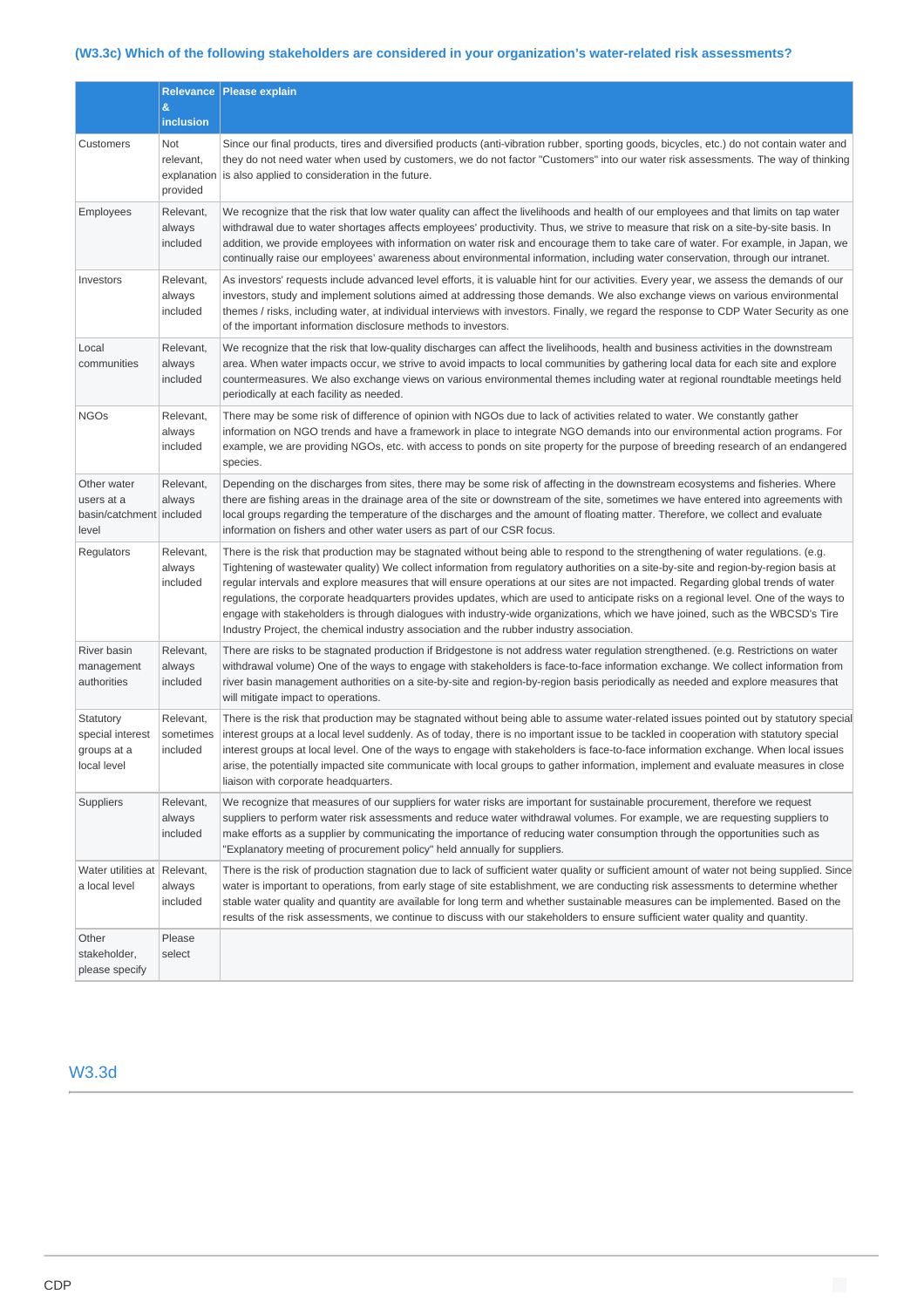### (W3.3c) Which of the following stakeholders are considered in your organization's water-related risk assessments?

| | Relevance & inclusion | Please explain |
|---|---|---|
| Customers | Not relevant, explanation provided | Since our final products, tires and diversified products (anti-vibration rubber, sporting goods, bicycles, etc.) do not contain water and they do not need water when used by customers, we do not factor "Customers" into our water risk assessments. The way of thinking is also applied to consideration in the future. |
| Employees | Relevant, always included | We recognize that the risk that low water quality can affect the livelihoods and health of our employees and that limits on tap water withdrawal due to water shortages affects employees' productivity. Thus, we strive to measure that risk on a site-by-site basis. In addition, we provide employees with information on water risk and encourage them to take care of water. For example, in Japan, we continually raise our employees' awareness about environmental information, including water conservation, through our intranet. |
| Investors | Relevant, always included | As investors' requests include advanced level efforts, it is valuable hint for our activities. Every year, we assess the demands of our investors, study and implement solutions aimed at addressing those demands. We also exchange views on various environmental themes / risks, including water, at individual interviews with investors. Finally, we regard the response to CDP Water Security as one of the important information disclosure methods to investors. |
| Local communities | Relevant, always included | We recognize that the risk that low-quality discharges can affect the livelihoods, health and business activities in the downstream area. When water impacts occur, we strive to avoid impacts to local communities by gathering local data for each site and explore countermeasures. We also exchange views on various environmental themes including water at regional roundtable meetings held periodically at each facility as needed. |
| NGOs | Relevant, always included | There may be some risk of difference of opinion with NGOs due to lack of activities related to water. We constantly gather information on NGO trends and have a framework in place to integrate NGO demands into our environmental action programs. For example, we are providing NGOs, etc. with access to ponds on site property for the purpose of breeding research of an endangered species. |
| Other water users at a basin/catchment level | Relevant, always included | Depending on the discharges from sites, there may be some risk of affecting in the downstream ecosystems and fisheries. Where there are fishing areas in the drainage area of the site or downstream of the site, sometimes we have entered into agreements with local groups regarding the temperature of the discharges and the amount of floating matter. Therefore, we collect and evaluate information on fishers and other water users as part of our CSR focus. |
| Regulators | Relevant, always included | There is the risk that production may be stagnated without being able to respond to the strengthening of water regulations. (e.g. Tightening of wastewater quality) We collect information from regulatory authorities on a site-by-site and region-by-region basis at regular intervals and explore measures that will ensure operations at our sites are not impacted. Regarding global trends of water regulations, the corporate headquarters provides updates, which are used to anticipate risks on a regional level. One of the ways to engage with stakeholders is through dialogues with industry-wide organizations, which we have joined, such as the WBCSD's Tire Industry Project, the chemical industry association and the rubber industry association. |
| River basin management authorities | Relevant, always included | There are risks to be stagnated production if Bridgestone is not address water regulation strengthened. (e.g. Restrictions on water withdrawal volume) One of the ways to engage with stakeholders is face-to-face information exchange. We collect information from river basin management authorities on a site-by-site and region-by-region basis periodically as needed and explore measures that will mitigate impact to operations. |
| Statutory special interest groups at a local level | Relevant, sometimes included | There is the risk that production may be stagnated without being able to assume water-related issues pointed out by statutory special interest groups at a local level suddenly. As of today, there is no important issue to be tackled in cooperation with statutory special interest groups at local level. One of the ways to engage with stakeholders is face-to-face information exchange. When local issues arise, the potentially impacted site communicate with local groups to gather information, implement and evaluate measures in close liaison with corporate headquarters. |
| Suppliers | Relevant, always included | We recognize that measures of our suppliers for water risks are important for sustainable procurement, therefore we request suppliers to perform water risk assessments and reduce water withdrawal volumes. For example, we are requesting suppliers to make efforts as a supplier by communicating the importance of reducing water consumption through the opportunities such as "Explanatory meeting of procurement policy" held annually for suppliers. |
| Water utilities at a local level | Relevant, always included | There is the risk of production stagnation due to lack of sufficient water quality or sufficient amount of water not being supplied. Since water is important to operations, from early stage of site establishment, we are conducting risk assessments to determine whether stable water quality and quantity are available for long term and whether sustainable measures can be implemented. Based on the results of the risk assessments, we continue to discuss with our stakeholders to ensure sufficient water quality and quantity. |
| Other stakeholder, please specify | Please select | |

## W3.3d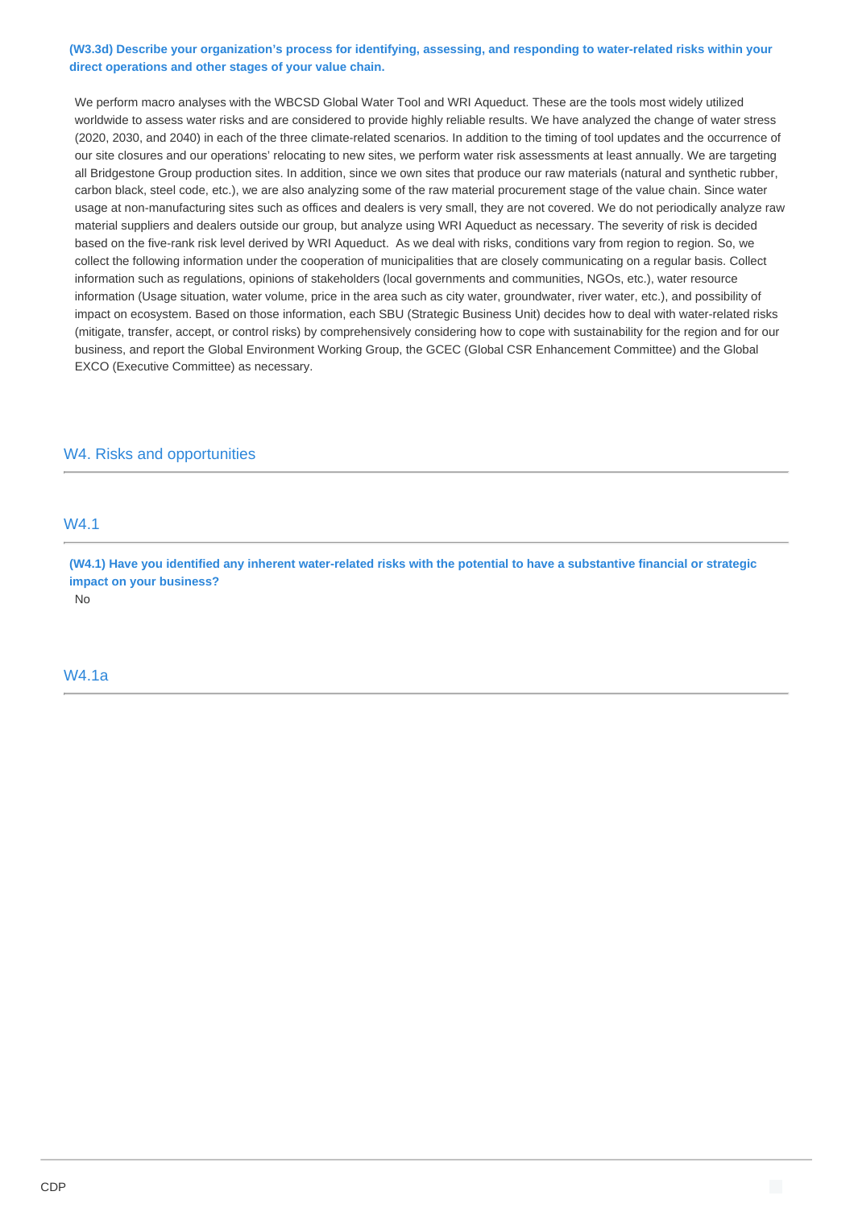**(W3.3d) Describe your organization's process for identifying, assessing, and responding to water-related risks within your direct operations and other stages of your value chain.**

We perform macro analyses with the WBCSD Global Water Tool and WRI Aqueduct. These are the tools most widely utilized worldwide to assess water risks and are considered to provide highly reliable results. We have analyzed the change of water stress (2020, 2030, and 2040) in each of the three climate-related scenarios. In addition to the timing of tool updates and the occurrence of our site closures and our operations' relocating to new sites, we perform water risk assessments at least annually. We are targeting all Bridgestone Group production sites. In addition, since we own sites that produce our raw materials (natural and synthetic rubber, carbon black, steel code, etc.), we are also analyzing some of the raw material procurement stage of the value chain. Since water usage at non-manufacturing sites such as offices and dealers is very small, they are not covered. We do not periodically analyze raw material suppliers and dealers outside our group, but analyze using WRI Aqueduct as necessary. The severity of risk is decided based on the five-rank risk level derived by WRI Aqueduct. As we deal with risks, conditions vary from region to region. So, we collect the following information under the cooperation of municipalities that are closely communicating on a regular basis. Collect information such as regulations, opinions of stakeholders (local governments and communities, NGOs, etc.), water resource information (Usage situation, water volume, price in the area such as city water, groundwater, river water, etc.), and possibility of impact on ecosystem. Based on those information, each SBU (Strategic Business Unit) decides how to deal with water-related risks (mitigate, transfer, accept, or control risks) by comprehensively considering how to cope with sustainability for the region and for our business, and report the Global Environment Working Group, the GCEC (Global CSR Enhancement Committee) and the Global EXCO (Executive Committee) as necessary.

## W4. Risks and opportunities

### W4.1

**(W4.1) Have you identified any inherent water-related risks with the potential to have a substantive financial or strategic impact on your business?**

No

### W4.1a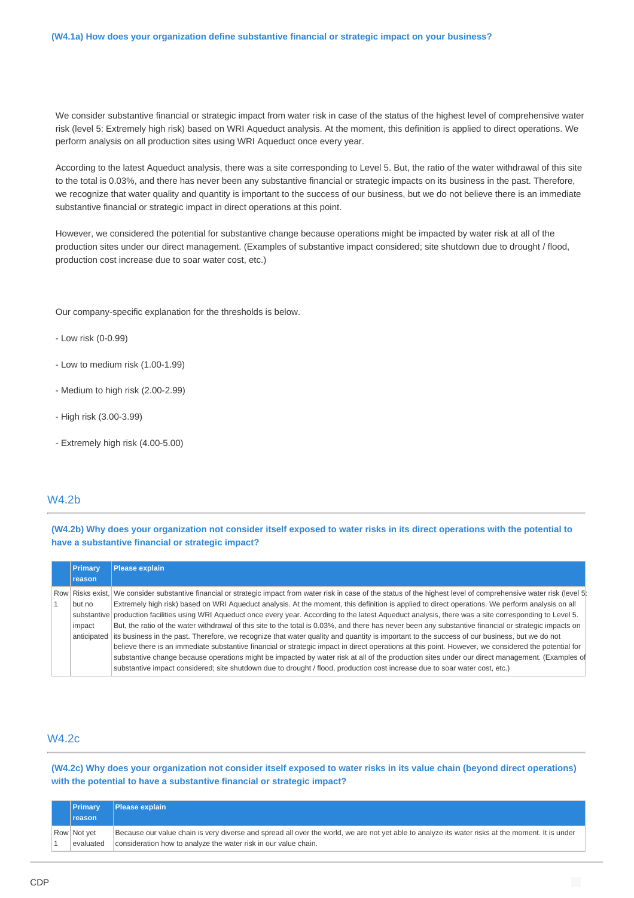**(W4.1a) How does your organization define substantive financial or strategic impact on your business?**

We consider substantive financial or strategic impact from water risk in case of the status of the highest level of comprehensive water risk (level 5: Extremely high risk) based on WRI Aqueduct analysis. At the moment, this definition is applied to direct operations. We perform analysis on all production sites using WRI Aqueduct once every year.

According to the latest Aqueduct analysis, there was a site corresponding to Level 5. But, the ratio of the water withdrawal of this site to the total is 0.03%, and there has never been any substantive financial or strategic impacts on its business in the past. Therefore, we recognize that water quality and quantity is important to the success of our business, but we do not believe there is an immediate substantive financial or strategic impact in direct operations at this point.

However, we considered the potential for substantive change because operations might be impacted by water risk at all of the production sites under our direct management. (Examples of substantive impact considered; site shutdown due to drought / flood, production cost increase due to soar water cost, etc.)

Our company-specific explanation for the thresholds is below.

- Low risk (0-0.99)

- Low to medium risk (1.00-1.99)

- Medium to high risk (2.00-2.99)

- High risk (3.00-3.99)

- Extremely high risk (4.00-5.00)

## W4.2b

**(W4.2b) Why does your organization not consider itself exposed to water risks in its direct operations with the potential to have a substantive financial or strategic impact?**

| | Primary reason | Please explain |
|---|---|---|
| Row 1 | Risks exist, but no substantive impact anticipated | We consider substantive financial or strategic impact from water risk in case of the status of the highest level of comprehensive water risk (level 5: Extremely high risk) based on WRI Aqueduct analysis. At the moment, this definition is applied to direct operations. We perform analysis on all production facilities using WRI Aqueduct once every year. According to the latest Aqueduct analysis, there was a site corresponding to Level 5. But, the ratio of the water withdrawal of this site to the total is 0.03%, and there has never been any substantive financial or strategic impacts on its business in the past. Therefore, we recognize that water quality and quantity is important to the success of our business, but we do not believe there is an immediate substantive financial or strategic impact in direct operations at this point. However, we considered the potential for substantive change because operations might be impacted by water risk at all of the production sites under our direct management. (Examples of substantive impact considered; site shutdown due to drought / flood, production cost increase due to soar water cost, etc.) |

## W4.2c

**(W4.2c) Why does your organization not consider itself exposed to water risks in its value chain (beyond direct operations) with the potential to have a substantive financial or strategic impact?**

| | Primary reason | Please explain |
|---|---|---|
| Row 1 | Not yet evaluated | Because our value chain is very diverse and spread all over the world, we are not yet able to analyze its water risks at the moment. It is under consideration how to analyze the water risk in our value chain. |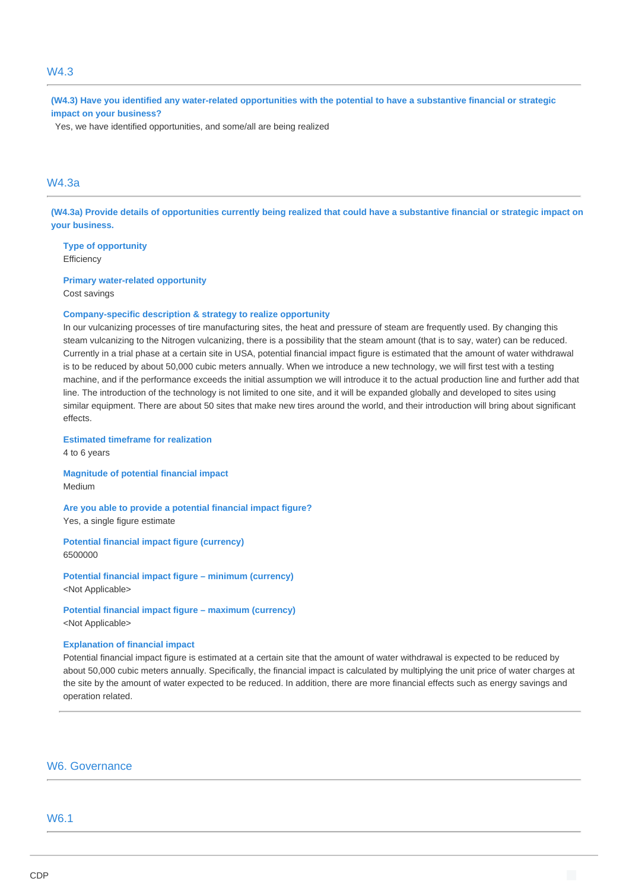## W4.3

**(W4.3) Have you identified any water-related opportunities with the potential to have a substantive financial or strategic impact on your business?**

Yes, we have identified opportunities, and some/all are being realized

## W4.3a

**(W4.3a) Provide details of opportunities currently being realized that could have a substantive financial or strategic impact on your business.**

**Type of opportunity**

Efficiency

**Primary water-related opportunity**

Cost savings

**Company-specific description & strategy to realize opportunity**

In our vulcanizing processes of tire manufacturing sites, the heat and pressure of steam are frequently used. By changing this steam vulcanizing to the Nitrogen vulcanizing, there is a possibility that the steam amount (that is to say, water) can be reduced. Currently in a trial phase at a certain site in USA, potential financial impact figure is estimated that the amount of water withdrawal is to be reduced by about 50,000 cubic meters annually. When we introduce a new technology, we will first test with a testing machine, and if the performance exceeds the initial assumption we will introduce it to the actual production line and further add that line. The introduction of the technology is not limited to one site, and it will be expanded globally and developed to sites using similar equipment. There are about 50 sites that make new tires around the world, and their introduction will bring about significant effects.

**Estimated timeframe for realization**

4 to 6 years

**Magnitude of potential financial impact**

Medium

**Are you able to provide a potential financial impact figure?**

Yes, a single figure estimate

**Potential financial impact figure (currency)**

6500000

**Potential financial impact figure – minimum (currency)**

<Not Applicable>

**Potential financial impact figure – maximum (currency)**

<Not Applicable>

**Explanation of financial impact**

Potential financial impact figure is estimated at a certain site that the amount of water withdrawal is expected to be reduced by about 50,000 cubic meters annually. Specifically, the financial impact is calculated by multiplying the unit price of water charges at the site by the amount of water expected to be reduced. In addition, there are more financial effects such as energy savings and operation related.

# W6. Governance

## W6.1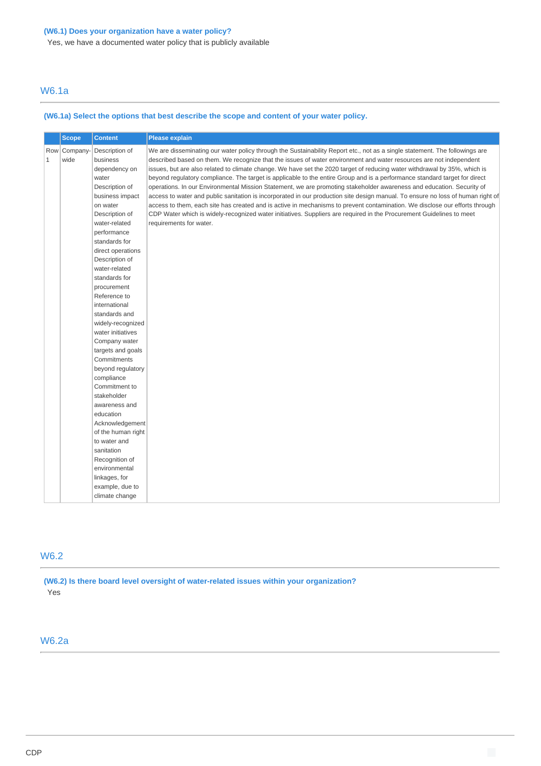**(W6.1) Does your organization have a water policy?**

Yes, we have a documented water policy that is publicly available

## W6.1a

**(W6.1a) Select the options that best describe the scope and content of your water policy.**

| | Scope | Content | Please explain |
|---|---|---|---|
| Row 1 | Company-wide | Description of business dependency on water<br>Description of business impact on water<br>Description of water-related performance standards for direct operations<br>Description of water-related standards for procurement<br>Reference to international standards and widely-recognized water initiatives<br>Company water targets and goals<br>Commitments beyond regulatory compliance<br>Commitment to stakeholder awareness and education<br>Acknowledgement of the human right to water and sanitation<br>Recognition of environmental linkages, for example, due to climate change | We are disseminating our water policy through the Sustainability Report etc., not as a single statement. The followings are described based on them. We recognize that the issues of water environment and water resources are not independent issues, but are also related to climate change. We have set the 2020 target of reducing water withdrawal by 35%, which is beyond regulatory compliance. The target is applicable to the entire Group and is a performance standard target for direct operations. In our Environmental Mission Statement, we are promoting stakeholder awareness and education. Security of access to water and public sanitation is incorporated in our production site design manual. To ensure no loss of human right of access to them, each site has created and is active in mechanisms to prevent contamination. We disclose our efforts through CDP Water which is widely-recognized water initiatives. Suppliers are required in the Procurement Guidelines to meet requirements for water. |

## W6.2

**(W6.2) Is there board level oversight of water-related issues within your organization?**

Yes

## W6.2a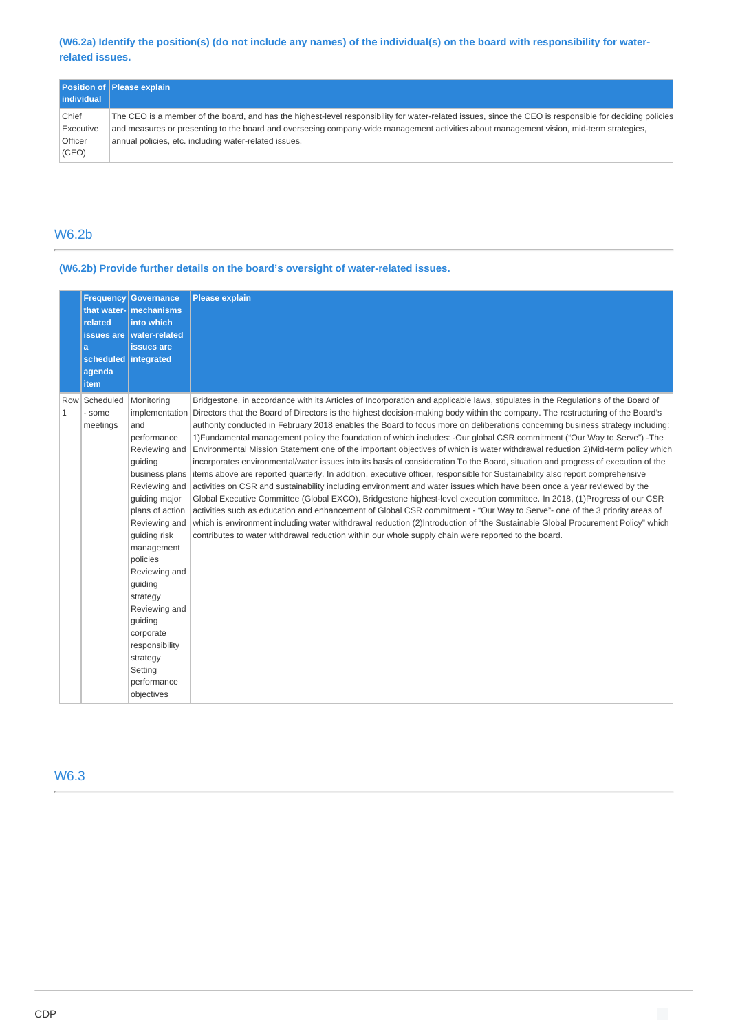### (W6.2a) Identify the position(s) (do not include any names) of the individual(s) on the board with responsibility for water-related issues.

| Position of individual | Please explain |
|---|---|
| Chief Executive Officer (CEO) | The CEO is a member of the board, and has the highest-level responsibility for water-related issues, since the CEO is responsible for deciding policies and measures or presenting to the board and overseeing company-wide management activities about management vision, mid-term strategies, annual policies, etc. including water-related issues. |

## W6.2b

### (W6.2b) Provide further details on the board's oversight of water-related issues.

| | Frequency that water-related issues are a scheduled agenda item | Governance mechanisms into which water-related issues are integrated | Please explain |
|---|---|---|---|
| Row 1 | Scheduled - some meetings | Monitoring implementation and performance<br>Reviewing and guiding business plans<br>Reviewing and guiding major plans of action<br>Reviewing and guiding risk management policies<br>Reviewing and guiding strategy<br>Reviewing and guiding corporate responsibility strategy<br>Setting performance objectives | Bridgestone, in accordance with its Articles of Incorporation and applicable laws, stipulates in the Regulations of the Board of Directors that the Board of Directors is the highest decision-making body within the company. The restructuring of the Board's authority conducted in February 2018 enables the Board to focus more on deliberations concerning business strategy including: 1)Fundamental management policy the foundation of which includes: -Our global CSR commitment ("Our Way to Serve") -The Environmental Mission Statement one of the important objectives of which is water withdrawal reduction 2)Mid-term policy which incorporates environmental/water issues into its basis of consideration To the Board, situation and progress of execution of the items above are reported quarterly. In addition, executive officer, responsible for Sustainability also report comprehensive activities on CSR and sustainability including environment and water issues which have been once a year reviewed by the Global Executive Committee (Global EXCO), Bridgestone highest-level execution committee. In 2018, (1)Progress of our CSR activities such as education and enhancement of Global CSR commitment - "Our Way to Serve"- one of the 3 priority areas of which is environment including water withdrawal reduction (2)Introduction of "the Sustainable Global Procurement Policy" which contributes to water withdrawal reduction within our whole supply chain were reported to the board. |

## W6.3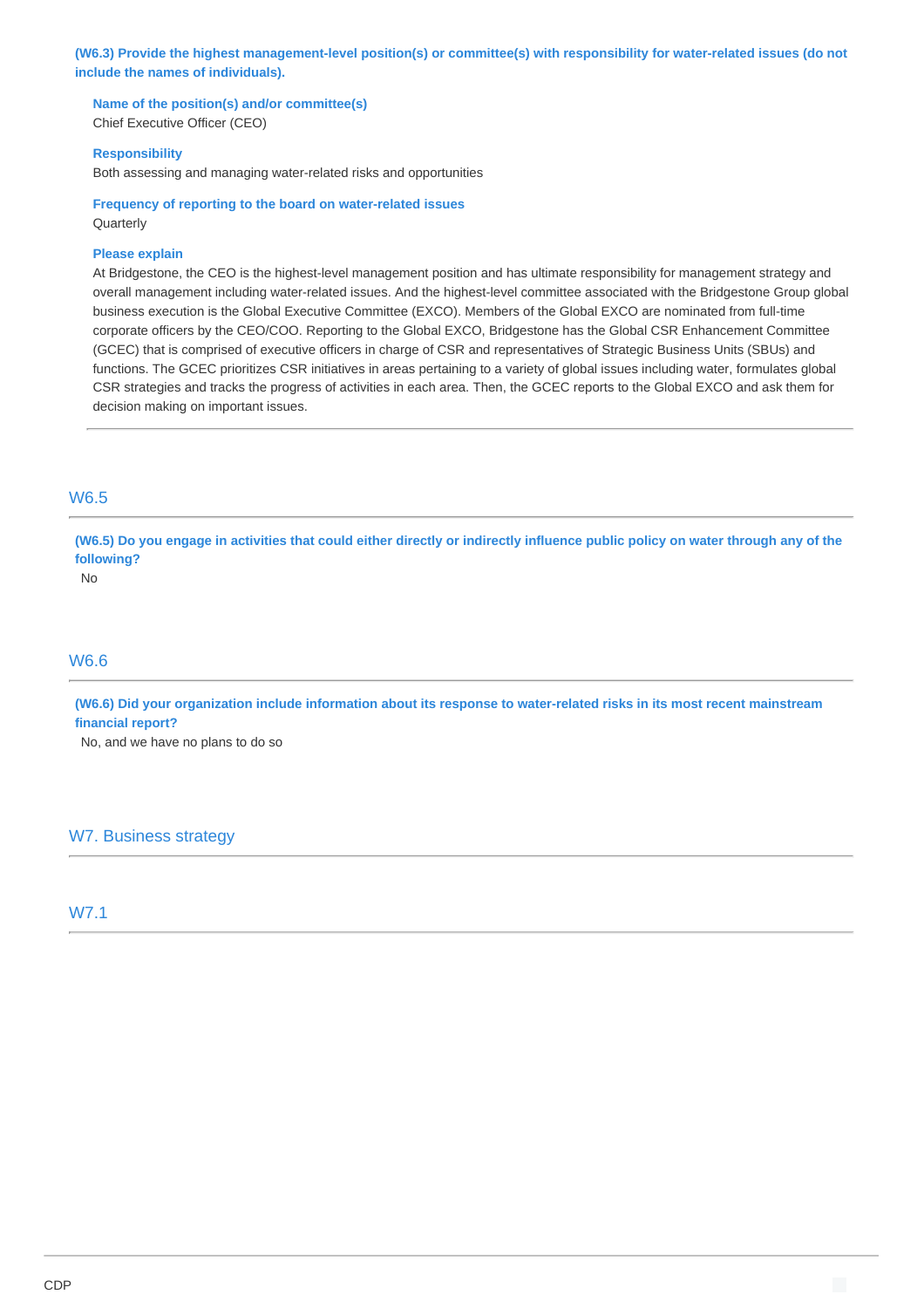**(W6.3) Provide the highest management-level position(s) or committee(s) with responsibility for water-related issues (do not include the names of individuals).**

**Name of the position(s) and/or committee(s)**
Chief Executive Officer (CEO)

**Responsibility**
Both assessing and managing water-related risks and opportunities

**Frequency of reporting to the board on water-related issues**
Quarterly

**Please explain**
At Bridgestone, the CEO is the highest-level management position and has ultimate responsibility for management strategy and overall management including water-related issues. And the highest-level committee associated with the Bridgestone Group global business execution is the Global Executive Committee (EXCO). Members of the Global EXCO are nominated from full-time corporate officers by the CEO/COO. Reporting to the Global EXCO, Bridgestone has the Global CSR Enhancement Committee (GCEC) that is comprised of executive officers in charge of CSR and representatives of Strategic Business Units (SBUs) and functions. The GCEC prioritizes CSR initiatives in areas pertaining to a variety of global issues including water, formulates global CSR strategies and tracks the progress of activities in each area. Then, the GCEC reports to the Global EXCO and ask them for decision making on important issues.

## W6.5

**(W6.5) Do you engage in activities that could either directly or indirectly influence public policy on water through any of the following?**
No

## W6.6

**(W6.6) Did your organization include information about its response to water-related risks in its most recent mainstream financial report?**
No, and we have no plans to do so

# W7. Business strategy

## W7.1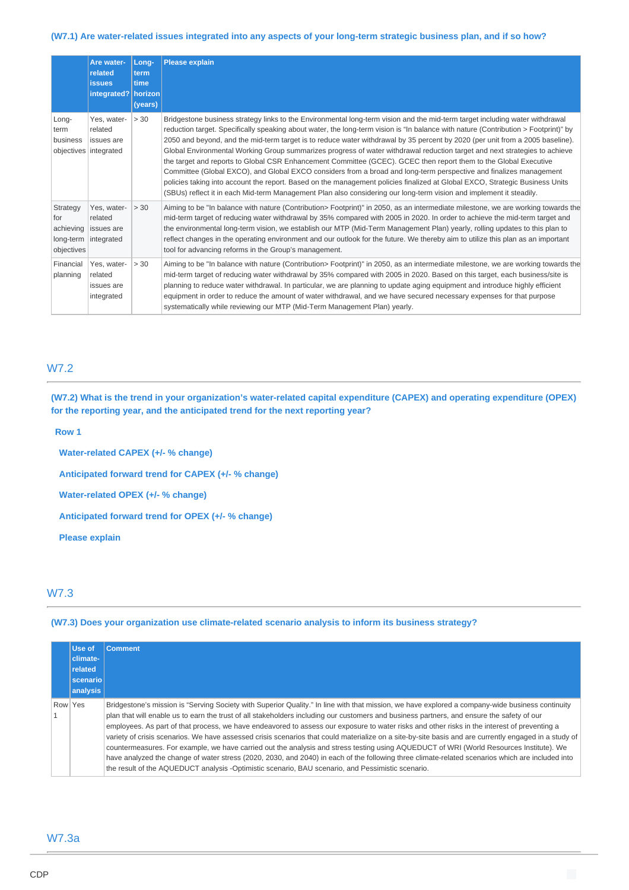### (W7.1) Are water-related issues integrated into any aspects of your long-term strategic business plan, and if so how?

| | Are water-related issues integrated? | Long-term time horizon (years) | Please explain |
|---|---|---|---|
| Long-term business objectives | Yes, water-related issues are integrated | > 30 | Bridgestone business strategy links to the Environmental long-term vision and the mid-term target including water withdrawal reduction target. Specifically speaking about water, the long-term vision is "In balance with nature (Contribution > Footprint)" by 2050 and beyond, and the mid-term target is to reduce water withdrawal by 35 percent by 2020 (per unit from a 2005 baseline). Global Environmental Working Group summarizes progress of water withdrawal reduction target and next strategies to achieve the target and reports to Global CSR Enhancement Committee (GCEC). GCEC then report them to the Global Executive Committee (Global EXCO), and Global EXCO considers from a broad and long-term perspective and finalizes management policies taking into account the report. Based on the management policies finalized at Global EXCO, Strategic Business Units (SBUs) reflect it in each Mid-term Management Plan also considering our long-term vision and implement it steadily. |
| Strategy for achieving long-term objectives | Yes, water-related issues are integrated | > 30 | Aiming to be "In balance with nature (Contribution> Footprint)" in 2050, as an intermediate milestone, we are working towards the mid-term target of reducing water withdrawal by 35% compared with 2005 in 2020. In order to achieve the mid-term target and the environmental long-term vision, we establish our MTP (Mid-Term Management Plan) yearly, rolling updates to this plan to reflect changes in the operating environment and our outlook for the future. We thereby aim to utilize this plan as an important tool for advancing reforms in the Group's management. |
| Financial planning | Yes, water-related issues are integrated | > 30 | Aiming to be "In balance with nature (Contribution> Footprint)" in 2050, as an intermediate milestone, we are working towards the mid-term target of reducing water withdrawal by 35% compared with 2005 in 2020. Based on this target, each business/site is planning to reduce water withdrawal. In particular, we are planning to update aging equipment and introduce highly efficient equipment in order to reduce the amount of water withdrawal, and we have secured necessary expenses for that purpose systematically while reviewing our MTP (Mid-Term Management Plan) yearly. |

## W7.2

### (W7.2) What is the trend in your organization's water-related capital expenditure (CAPEX) and operating expenditure (OPEX) for the reporting year, and the anticipated trend for the next reporting year?

**Row 1**

**Water-related CAPEX (+/- % change)**

**Anticipated forward trend for CAPEX (+/- % change)**

**Water-related OPEX (+/- % change)**

**Anticipated forward trend for OPEX (+/- % change)**

**Please explain**

## W7.3

### (W7.3) Does your organization use climate-related scenario analysis to inform its business strategy?

| | Use of climate-related scenario analysis | Comment |
|---|---|---|
| Row 1 | Yes | Bridgestone's mission is "Serving Society with Superior Quality." In line with that mission, we have explored a company-wide business continuity plan that will enable us to earn the trust of all stakeholders including our customers and business partners, and ensure the safety of our employees. As part of that process, we have endeavored to assess our exposure to water risks and other risks in the interest of preventing a variety of crisis scenarios. We have assessed crisis scenarios that could materialize on a site-by-site basis and are currently engaged in a study of countermeasures. For example, we have carried out the analysis and stress testing using AQUEDUCT of WRI (World Resources Institute). We have analyzed the change of water stress (2020, 2030, and 2040) in each of the following three climate-related scenarios which are included into the result of the AQUEDUCT analysis -Optimistic scenario, BAU scenario, and Pessimistic scenario. |

## W7.3a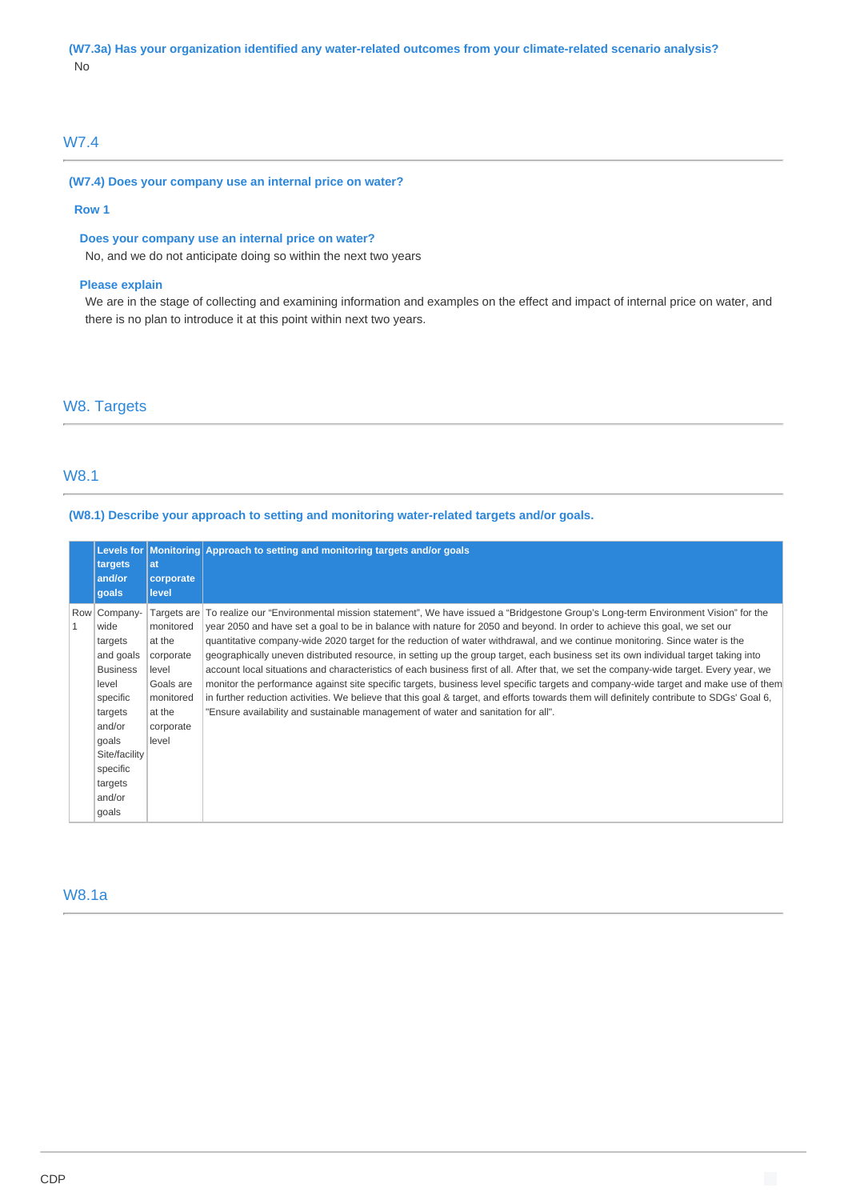**(W7.3a) Has your organization identified any water-related outcomes from your climate-related scenario analysis?**

No

## W7.4

**(W7.4) Does your company use an internal price on water?**

**Row 1**

**Does your company use an internal price on water?**

No, and we do not anticipate doing so within the next two years

**Please explain**

We are in the stage of collecting and examining information and examples on the effect and impact of internal price on water, and there is no plan to introduce it at this point within next two years.

# W8. Targets

## W8.1

**(W8.1) Describe your approach to setting and monitoring water-related targets and/or goals.**

| | Levels for targets and/or goals | Monitoring at corporate level | Approach to setting and monitoring targets and/or goals |
|---|---|---|---|
| Row 1 | Company-wide targets and goals<br>Business level specific targets and/or goals<br>Site/facility specific targets and/or goals | Targets are monitored at the corporate level<br>Goals are monitored at the corporate level | To realize our "Environmental mission statement", We have issued a "Bridgestone Group's Long-term Environment Vision" for the year 2050 and have set a goal to be in balance with nature for 2050 and beyond. In order to achieve this goal, we set our quantitative company-wide 2020 target for the reduction of water withdrawal, and we continue monitoring. Since water is the geographically uneven distributed resource, in setting up the group target, each business set its own individual target taking into account local situations and characteristics of each business first of all. After that, we set the company-wide target. Every year, we monitor the performance against site specific targets, business level specific targets and company-wide target and make use of them in further reduction activities. We believe that this goal & target, and efforts towards them will definitely contribute to SDGs' Goal 6, "Ensure availability and sustainable management of water and sanitation for all". |

## W8.1a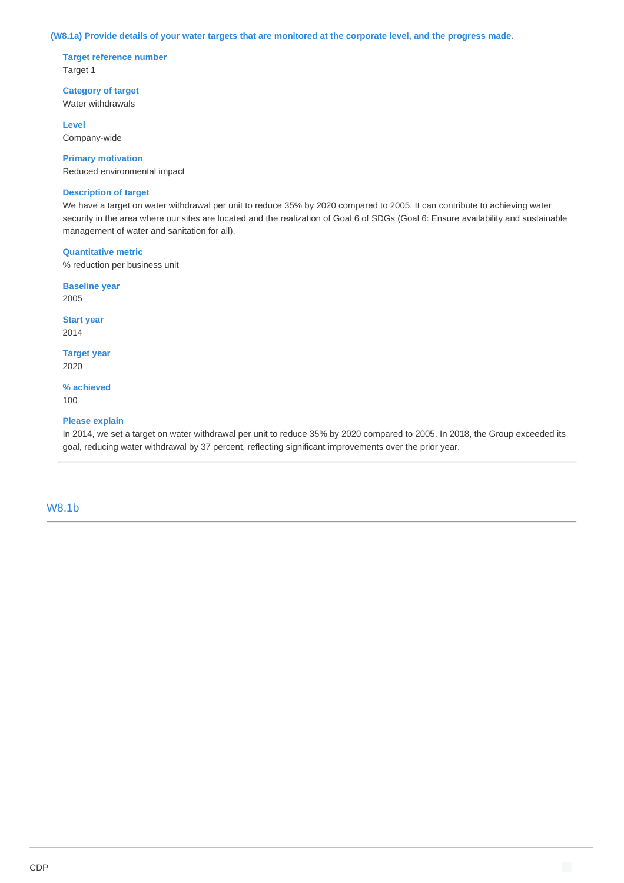**(W8.1a) Provide details of your water targets that are monitored at the corporate level, and the progress made.**

**Target reference number**
Target 1

**Category of target**
Water withdrawals

**Level**
Company-wide

**Primary motivation**
Reduced environmental impact

**Description of target**
We have a target on water withdrawal per unit to reduce 35% by 2020 compared to 2005. It can contribute to achieving water security in the area where our sites are located and the realization of Goal 6 of SDGs (Goal 6: Ensure availability and sustainable management of water and sanitation for all).

**Quantitative metric**
% reduction per business unit

**Baseline year**
2005

**Start year**
2014

**Target year**
2020

**% achieved**
100

**Please explain**
In 2014, we set a target on water withdrawal per unit to reduce 35% by 2020 compared to 2005. In 2018, the Group exceeded its goal, reducing water withdrawal by 37 percent, reflecting significant improvements over the prior year.

---

## W8.1b

---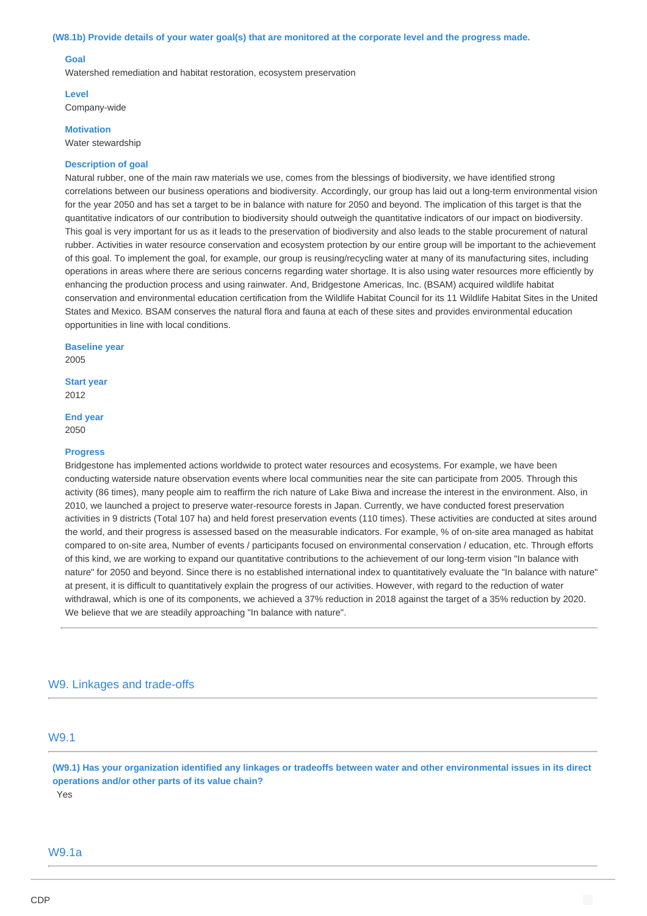**(W8.1b) Provide details of your water goal(s) that are monitored at the corporate level and the progress made.**

**Goal**

Watershed remediation and habitat restoration, ecosystem preservation

**Level**

Company-wide

**Motivation**

Water stewardship

**Description of goal**

Natural rubber, one of the main raw materials we use, comes from the blessings of biodiversity, we have identified strong correlations between our business operations and biodiversity. Accordingly, our group has laid out a long-term environmental vision for the year 2050 and has set a target to be in balance with nature for 2050 and beyond. The implication of this target is that the quantitative indicators of our contribution to biodiversity should outweigh the quantitative indicators of our impact on biodiversity. This goal is very important for us as it leads to the preservation of biodiversity and also leads to the stable procurement of natural rubber. Activities in water resource conservation and ecosystem protection by our entire group will be important to the achievement of this goal. To implement the goal, for example, our group is reusing/recycling water at many of its manufacturing sites, including operations in areas where there are serious concerns regarding water shortage. It is also using water resources more efficiently by enhancing the production process and using rainwater. And, Bridgestone Americas, Inc. (BSAM) acquired wildlife habitat conservation and environmental education certification from the Wildlife Habitat Council for its 11 Wildlife Habitat Sites in the United States and Mexico. BSAM conserves the natural flora and fauna at each of these sites and provides environmental education opportunities in line with local conditions.

**Baseline year**

2005

**Start year**

2012

**End year**

2050

**Progress**

Bridgestone has implemented actions worldwide to protect water resources and ecosystems. For example, we have been conducting waterside nature observation events where local communities near the site can participate from 2005. Through this activity (86 times), many people aim to reaffirm the rich nature of Lake Biwa and increase the interest in the environment. Also, in 2010, we launched a project to preserve water-resource forests in Japan. Currently, we have conducted forest preservation activities in 9 districts (Total 107 ha) and held forest preservation events (110 times). These activities are conducted at sites around the world, and their progress is assessed based on the measurable indicators. For example, % of on-site area managed as habitat compared to on-site area, Number of events / participants focused on environmental conservation / education, etc. Through efforts of this kind, we are working to expand our quantitative contributions to the achievement of our long-term vision "In balance with nature" for 2050 and beyond. Since there is no established international index to quantitatively evaluate the "In balance with nature" at present, it is difficult to quantitatively explain the progress of our activities. However, with regard to the reduction of water withdrawal, which is one of its components, we achieved a 37% reduction in 2018 against the target of a 35% reduction by 2020. We believe that we are steadily approaching "In balance with nature".

## W9. Linkages and trade-offs

### W9.1

**(W9.1) Has your organization identified any linkages or tradeoffs between water and other environmental issues in its direct operations and/or other parts of its value chain?**

Yes

### W9.1a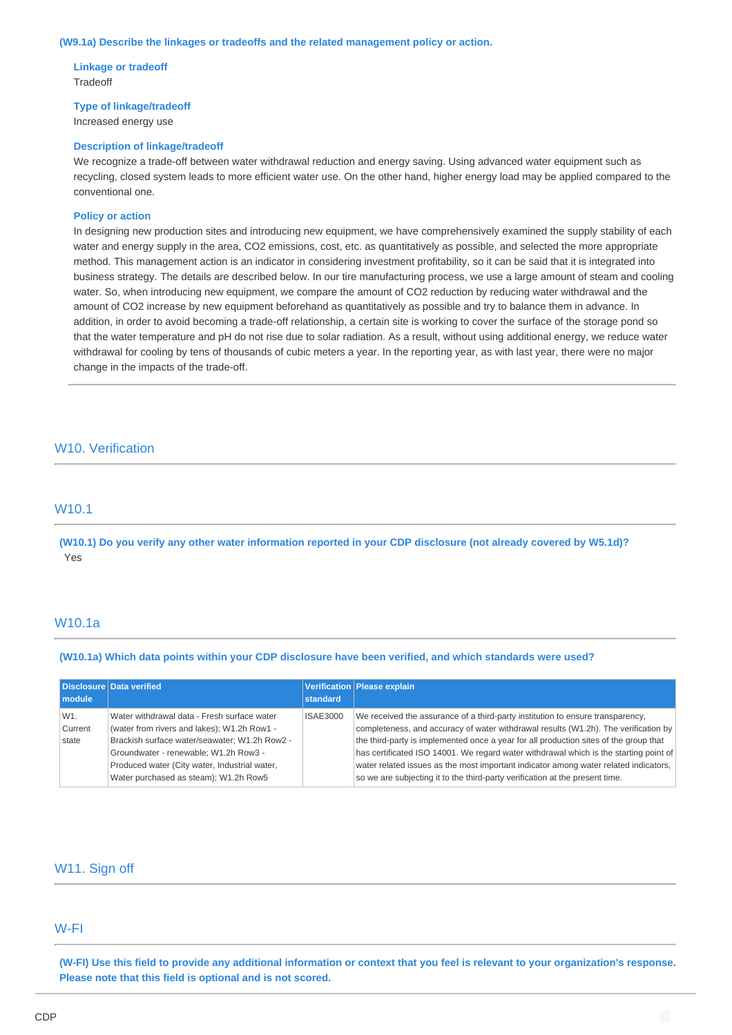**(W9.1a) Describe the linkages or tradeoffs and the related management policy or action.**

**Linkage or tradeoff**
Tradeoff

**Type of linkage/tradeoff**
Increased energy use

**Description of linkage/tradeoff**
We recognize a trade-off between water withdrawal reduction and energy saving. Using advanced water equipment such as recycling, closed system leads to more efficient water use. On the other hand, higher energy load may be applied compared to the conventional one.

**Policy or action**
In designing new production sites and introducing new equipment, we have comprehensively examined the supply stability of each water and energy supply in the area, $CO_2$ emissions, cost, etc. as quantitatively as possible, and selected the more appropriate method. This management action is an indicator in considering investment profitability, so it can be said that it is integrated into business strategy. The details are described below. In our tire manufacturing process, we use a large amount of steam and cooling water. So, when introducing new equipment, we compare the amount of $CO_2$ reduction by reducing water withdrawal and the amount of $CO_2$ increase by new equipment beforehand as quantitatively as possible and try to balance them in advance. In addition, in order to avoid becoming a trade-off relationship, a certain site is working to cover the surface of the storage pond so that the water temperature and pH do not rise due to solar radiation. As a result, without using additional energy, we reduce water withdrawal for cooling by tens of thousands of cubic meters a year. In the reporting year, as with last year, there were no major change in the impacts of the trade-off.

## W10. Verification

### W10.1

**(W10.1) Do you verify any other water information reported in your CDP disclosure (not already covered by W5.1d)?**
Yes

### W10.1a

**(W10.1a) Which data points within your CDP disclosure have been verified, and which standards were used?**

| Disclosure module | Data verified | Verification standard | Please explain |
|---|---|---|---|
| W1. Current state | Water withdrawal data - Fresh surface water (water from rivers and lakes); W1.2h Row1 - Brackish surface water/seawater; W1.2h Row2 - Groundwater - renewable; W1.2h Row3 - Produced water (City water, Industrial water, Water purchased as steam); W1.2h Row5 | ISAE3000 | We received the assurance of a third-party institution to ensure transparency, completeness, and accuracy of water withdrawal results (W1.2h). The verification by the third-party is implemented once a year for all production sites of the group that has certificated ISO 14001. We regard water withdrawal which is the starting point of water related issues as the most important indicator among water related indicators, so we are subjecting it to the third-party verification at the present time. |

## W11. Sign off

### W-FI

**(W-FI) Use this field to provide any additional information or context that you feel is relevant to your organization's response. Please note that this field is optional and is not scored.**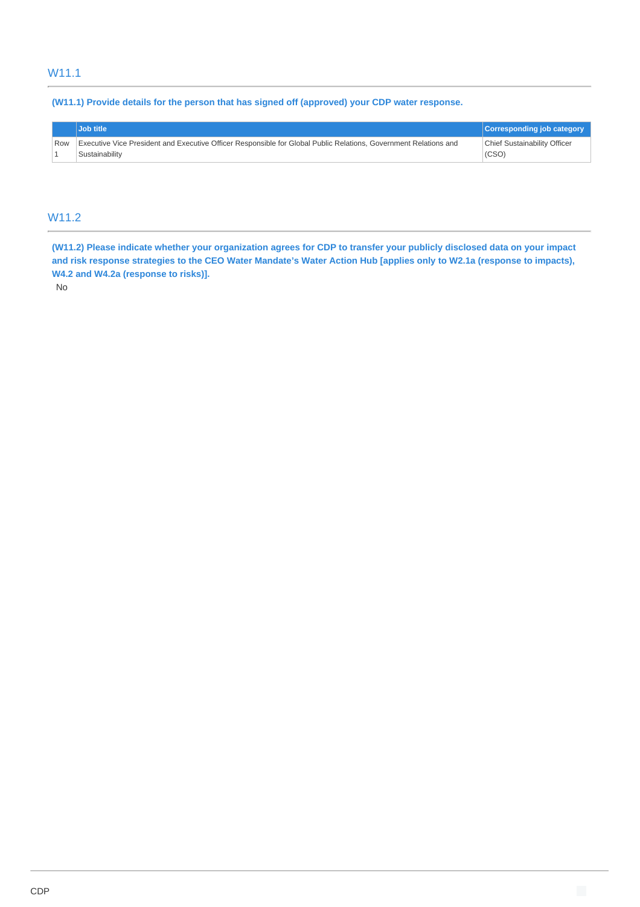## W11.1

**(W11.1) Provide details for the person that has signed off (approved) your CDP water response.**

| | Job title | Corresponding job category |
|---|---|---|
| Row 1 | Executive Vice President and Executive Officer Responsible for Global Public Relations, Government Relations and Sustainability | Chief Sustainability Officer (CSO) |

## W11.2

**(W11.2) Please indicate whether your organization agrees for CDP to transfer your publicly disclosed data on your impact and risk response strategies to the CEO Water Mandate's Water Action Hub [applies only to W2.1a (response to impacts), W4.2 and W4.2a (response to risks)].**

No